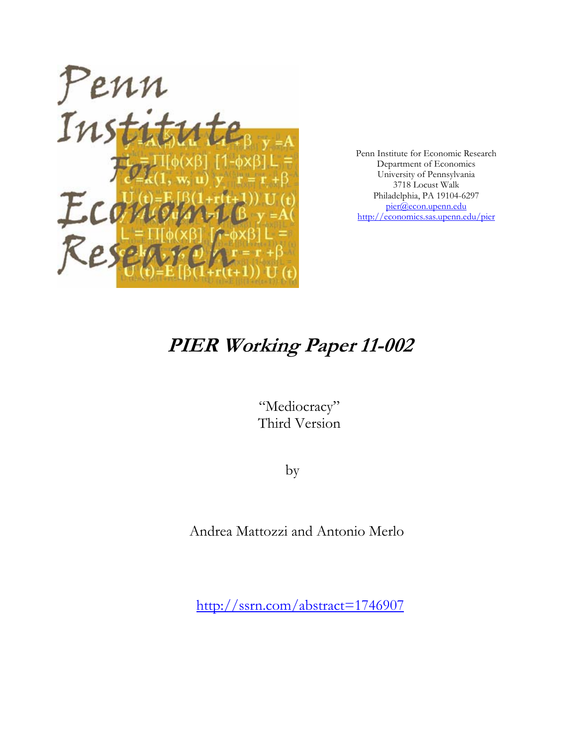Penn Institute for Economic Research
Department of Economics
University of Pennsylvania
3718 Locust Walk
Philadelphia, PA 19104-6297
pier@econ.upenn.edu
http://economics.sas.upenn.edu/pier

# *PIER Working Paper 11-002*

"Mediocracy"
Third Version

by

Andrea Mattozzi and Antonio Merlo

http://ssrn.com/abstract=1746907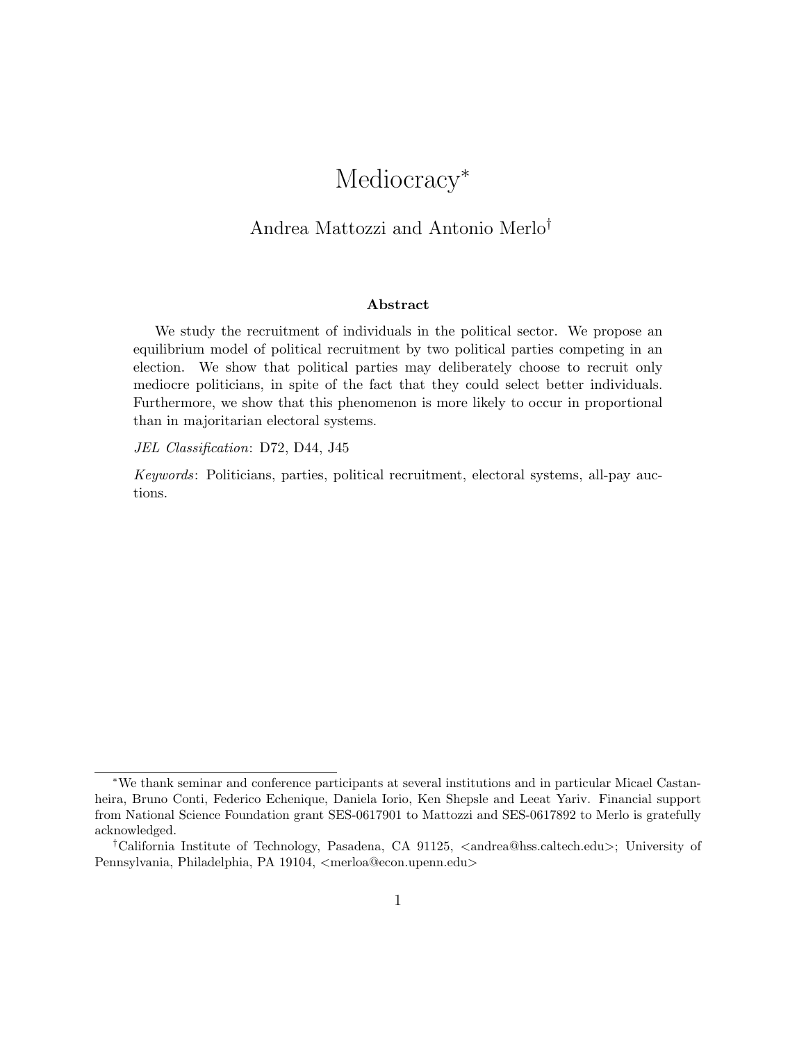# Mediocracy*

## Andrea Mattozzi and Antonio Merlo†

### Abstract

We study the recruitment of individuals in the political sector. We propose an equilibrium model of political recruitment by two political parties competing in an election. We show that political parties may deliberately choose to recruit only mediocre politicians, in spite of the fact that they could select better individuals. Furthermore, we show that this phenomenon is more likely to occur in proportional than in majoritarian electoral systems.

*JEL Classification*: D72, D44, J45

*Keywords*: Politicians, parties, political recruitment, electoral systems, all-pay auctions.

---

*We thank seminar and conference participants at several institutions and in particular Micael Castanheira, Bruno Conti, Federico Echenique, Daniela Iorio, Ken Shepsle and Leeat Yariv. Financial support from National Science Foundation grant SES-0617901 to Mattozzi and SES-0617892 to Merlo is gratefully acknowledged.

†California Institute of Technology, Pasadena, CA 91125, <andrea@hss.caltech.edu>; University of Pennsylvania, Philadelphia, PA 19104, <merloa@econ.upenn.edu>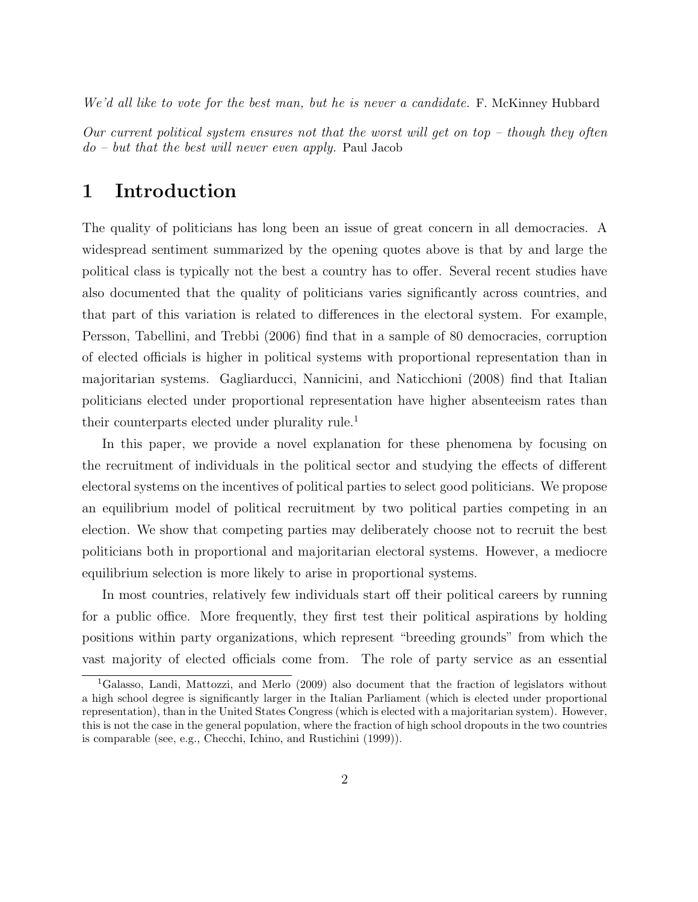*We'd all like to vote for the best man, but he is never a candidate.* F. McKinney Hubbard

*Our current political system ensures not that the worst will get on top – though they often do – but that the best will never even apply.* Paul Jacob

# 1 Introduction

The quality of politicians has long been an issue of great concern in all democracies. A widespread sentiment summarized by the opening quotes above is that by and large the political class is typically not the best a country has to offer. Several recent studies have also documented that the quality of politicians varies significantly across countries, and that part of this variation is related to differences in the electoral system. For example, Persson, Tabellini, and Trebbi (2006) find that in a sample of 80 democracies, corruption of elected officials is higher in political systems with proportional representation than in majoritarian systems. Gagliarducci, Nannicini, and Naticchioni (2008) find that Italian politicians elected under proportional representation have higher absenteeism rates than their counterparts elected under plurality rule.[1]

In this paper, we provide a novel explanation for these phenomena by focusing on the recruitment of individuals in the political sector and studying the effects of different electoral systems on the incentives of political parties to select good politicians. We propose an equilibrium model of political recruitment by two political parties competing in an election. We show that competing parties may deliberately choose not to recruit the best politicians both in proportional and majoritarian electoral systems. However, a mediocre equilibrium selection is more likely to arise in proportional systems.

In most countries, relatively few individuals start off their political careers by running for a public office. More frequently, they first test their political aspirations by holding positions within party organizations, which represent "breeding grounds" from which the vast majority of elected officials come from. The role of party service as an essential

[1] Galasso, Landi, Mattozzi, and Merlo (2009) also document that the fraction of legislators without a high school degree is significantly larger in the Italian Parliament (which is elected under proportional representation), than in the United States Congress (which is elected with a majoritarian system). However, this is not the case in the general population, where the fraction of high school dropouts in the two countries is comparable (see, e.g., Checchi, Ichino, and Rustichini (1999)).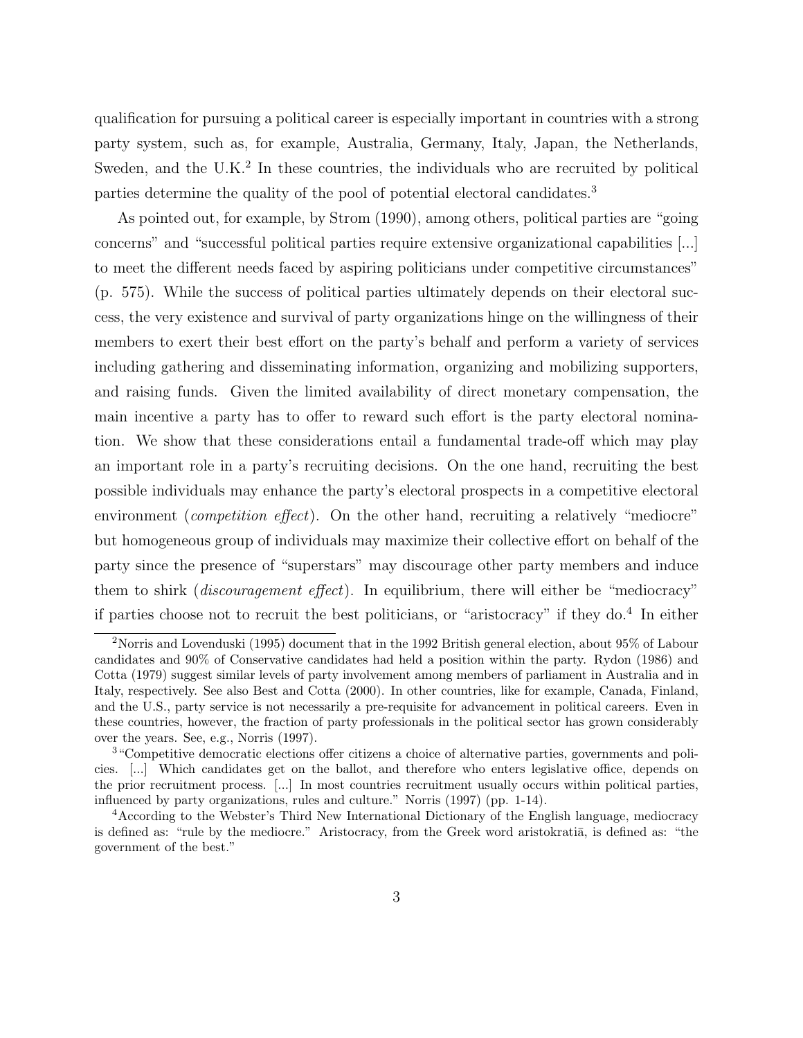qualification for pursuing a political career is especially important in countries with a strong party system, such as, for example, Australia, Germany, Italy, Japan, the Netherlands, Sweden, and the U.K.[2] In these countries, the individuals who are recruited by political parties determine the quality of the pool of potential electoral candidates.[3]

As pointed out, for example, by Strom (1990), among others, political parties are "going concerns" and "successful political parties require extensive organizational capabilities [...] to meet the different needs faced by aspiring politicians under competitive circumstances" (p. 575). While the success of political parties ultimately depends on their electoral success, the very existence and survival of party organizations hinge on the willingness of their members to exert their best effort on the party's behalf and perform a variety of services including gathering and disseminating information, organizing and mobilizing supporters, and raising funds. Given the limited availability of direct monetary compensation, the main incentive a party has to offer to reward such effort is the party electoral nomination. We show that these considerations entail a fundamental trade-off which may play an important role in a party's recruiting decisions. On the one hand, recruiting the best possible individuals may enhance the party's electoral prospects in a competitive electoral environment (*competition effect*). On the other hand, recruiting a relatively "mediocre" but homogeneous group of individuals may maximize their collective effort on behalf of the party since the presence of "superstars" may discourage other party members and induce them to shirk (*discouragement effect*). In equilibrium, there will either be "mediocracy" if parties choose not to recruit the best politicians, or "aristocracy" if they do.[4] In either

[2] Norris and Lovenduski (1995) document that in the 1992 British general election, about 95% of Labour candidates and 90% of Conservative candidates had held a position within the party. Rydon (1986) and Cotta (1979) suggest similar levels of party involvement among members of parliament in Australia and in Italy, respectively. See also Best and Cotta (2000). In other countries, like for example, Canada, Finland, and the U.S., party service is not necessarily a pre-requisite for advancement in political careers. Even in these countries, however, the fraction of party professionals in the political sector has grown considerably over the years. See, e.g., Norris (1997).

[3] "Competitive democratic elections offer citizens a choice of alternative parties, governments and policies. [...] Which candidates get on the ballot, and therefore who enters legislative office, depends on the prior recruitment process. [...] In most countries recruitment usually occurs within political parties, influenced by party organizations, rules and culture." Norris (1997) (pp. 1-14).

[4] According to the Webster's Third New International Dictionary of the English language, mediocracy is defined as: "rule by the mediocre." Aristocracy, from the Greek word aristokratiā, is defined as: "the government of the best."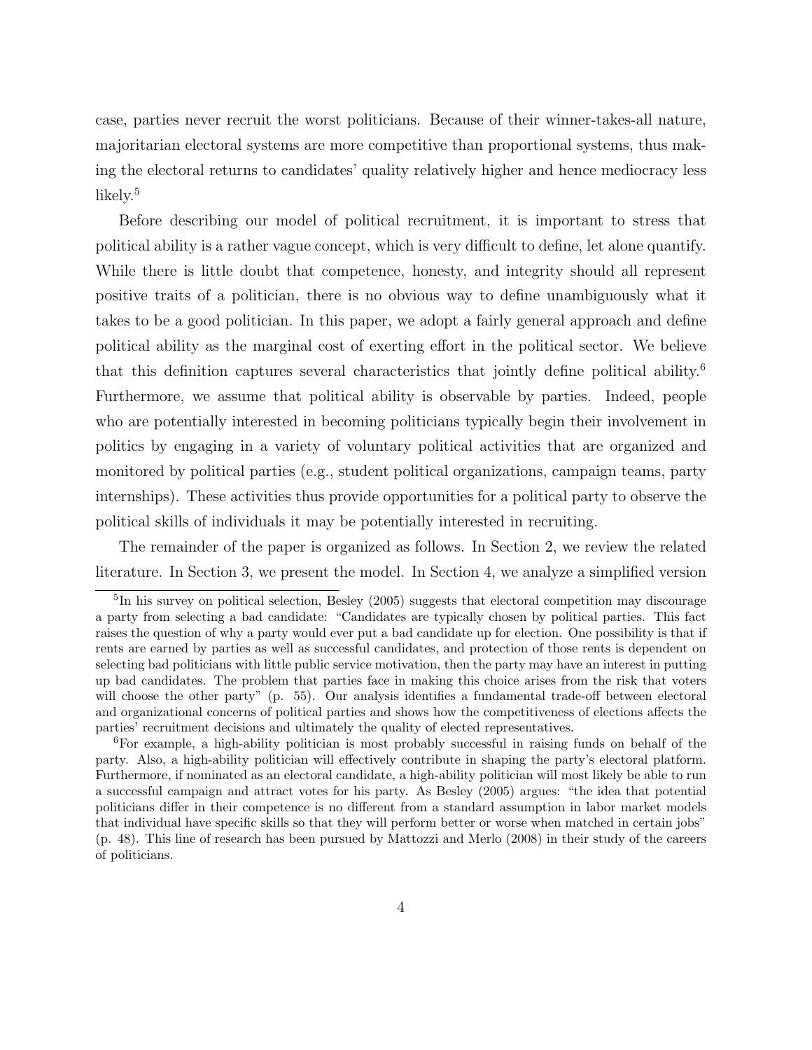case, parties never recruit the worst politicians. Because of their winner-takes-all nature, majoritarian electoral systems are more competitive than proportional systems, thus making the electoral returns to candidates' quality relatively higher and hence mediocracy less likely.[5]

Before describing our model of political recruitment, it is important to stress that political ability is a rather vague concept, which is very difficult to define, let alone quantify. While there is little doubt that competence, honesty, and integrity should all represent positive traits of a politician, there is no obvious way to define unambiguously what it takes to be a good politician. In this paper, we adopt a fairly general approach and define political ability as the marginal cost of exerting effort in the political sector. We believe that this definition captures several characteristics that jointly define political ability.[6] Furthermore, we assume that political ability is observable by parties. Indeed, people who are potentially interested in becoming politicians typically begin their involvement in politics by engaging in a variety of voluntary political activities that are organized and monitored by political parties (e.g., student political organizations, campaign teams, party internships). These activities thus provide opportunities for a political party to observe the political skills of individuals it may be potentially interested in recruiting.

The remainder of the paper is organized as follows. In Section 2, we review the related literature. In Section 3, we present the model. In Section 4, we analyze a simplified version

[5] In his survey on political selection, Besley (2005) suggests that electoral competition may discourage a party from selecting a bad candidate: "Candidates are typically chosen by political parties. This fact raises the question of why a party would ever put a bad candidate up for election. One possibility is that if rents are earned by parties as well as successful candidates, and protection of those rents is dependent on selecting bad politicians with little public service motivation, then the party may have an interest in putting up bad candidates. The problem that parties face in making this choice arises from the risk that voters will choose the other party" (p. 55). Our analysis identifies a fundamental trade-off between electoral and organizational concerns of political parties and shows how the competitiveness of elections affects the parties' recruitment decisions and ultimately the quality of elected representatives.

[6] For example, a high-ability politician is most probably successful in raising funds on behalf of the party. Also, a high-ability politician will effectively contribute in shaping the party's electoral platform. Furthermore, if nominated as an electoral candidate, a high-ability politician will most likely be able to run a successful campaign and attract votes for his party. As Besley (2005) argues: "the idea that potential politicians differ in their competence is no different from a standard assumption in labor market models that individual have specific skills so that they will perform better or worse when matched in certain jobs" (p. 48). This line of research has been pursued by Mattozzi and Merlo (2008) in their study of the careers of politicians.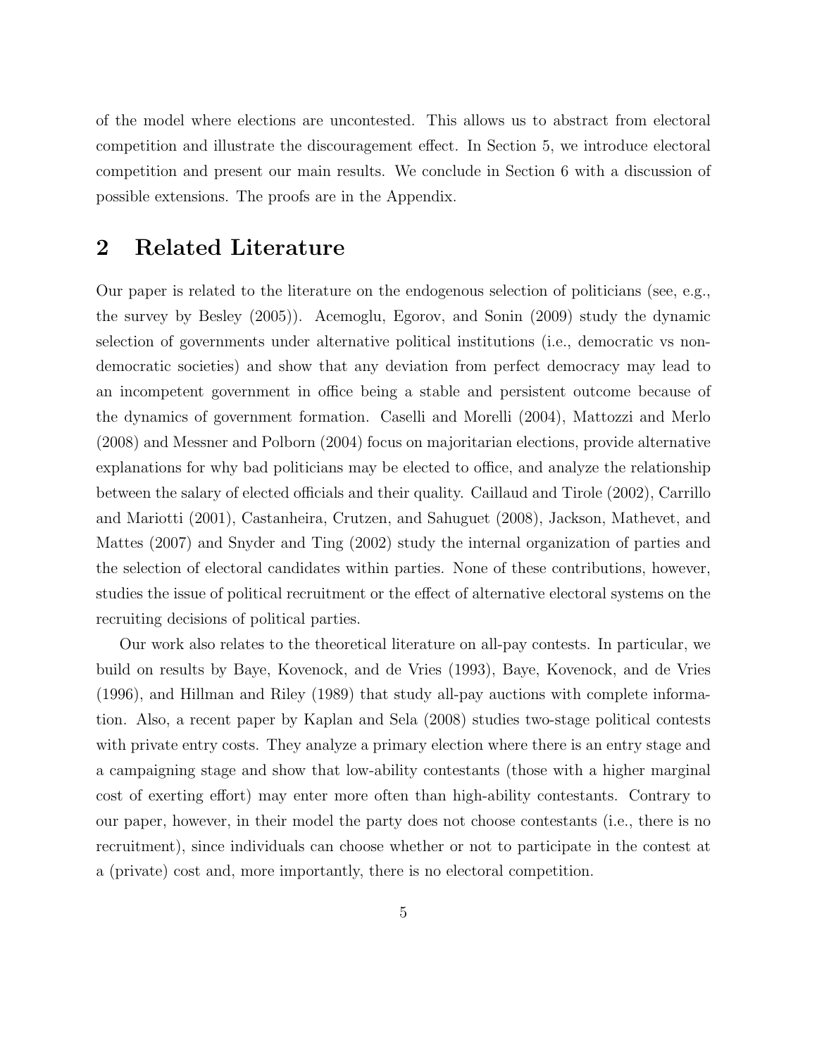of the model where elections are uncontested. This allows us to abstract from electoral competition and illustrate the discouragement effect. In Section 5, we introduce electoral competition and present our main results. We conclude in Section 6 with a discussion of possible extensions. The proofs are in the Appendix.

## 2 Related Literature

Our paper is related to the literature on the endogenous selection of politicians (see, e.g., the survey by Besley (2005)). Acemoglu, Egorov, and Sonin (2009) study the dynamic selection of governments under alternative political institutions (i.e., democratic vs non-democratic societies) and show that any deviation from perfect democracy may lead to an incompetent government in office being a stable and persistent outcome because of the dynamics of government formation. Caselli and Morelli (2004), Mattozzi and Merlo (2008) and Messner and Polborn (2004) focus on majoritarian elections, provide alternative explanations for why bad politicians may be elected to office, and analyze the relationship between the salary of elected officials and their quality. Caillaud and Tirole (2002), Carrillo and Mariotti (2001), Castanheira, Crutzen, and Sahuguet (2008), Jackson, Mathevet, and Mattes (2007) and Snyder and Ting (2002) study the internal organization of parties and the selection of electoral candidates within parties. None of these contributions, however, studies the issue of political recruitment or the effect of alternative electoral systems on the recruiting decisions of political parties.

Our work also relates to the theoretical literature on all-pay contests. In particular, we build on results by Baye, Kovenock, and de Vries (1993), Baye, Kovenock, and de Vries (1996), and Hillman and Riley (1989) that study all-pay auctions with complete information. Also, a recent paper by Kaplan and Sela (2008) studies two-stage political contests with private entry costs. They analyze a primary election where there is an entry stage and a campaigning stage and show that low-ability contestants (those with a higher marginal cost of exerting effort) may enter more often than high-ability contestants. Contrary to our paper, however, in their model the party does not choose contestants (i.e., there is no recruitment), since individuals can choose whether or not to participate in the contest at a (private) cost and, more importantly, there is no electoral competition.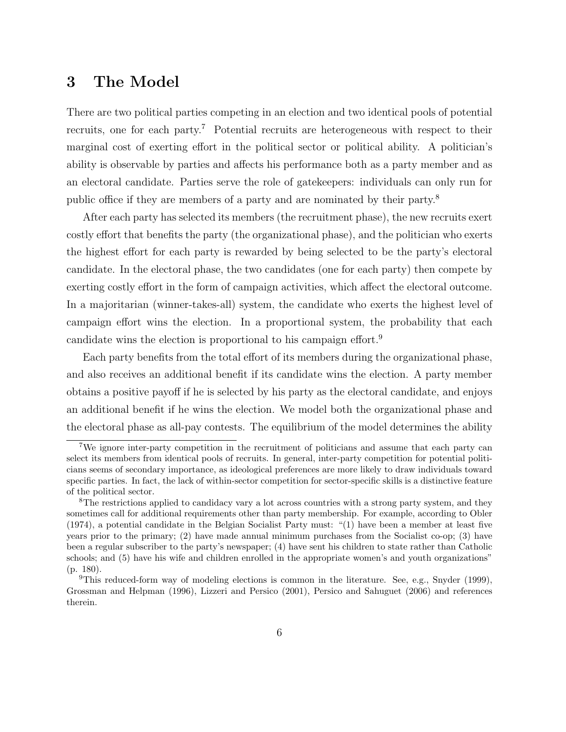## 3 The Model

There are two political parties competing in an election and two identical pools of potential recruits, one for each party.[7] Potential recruits are heterogeneous with respect to their marginal cost of exerting effort in the political sector or political ability. A politician's ability is observable by parties and affects his performance both as a party member and as an electoral candidate. Parties serve the role of gatekeepers: individuals can only run for public office if they are members of a party and are nominated by their party.[8]

After each party has selected its members (the recruitment phase), the new recruits exert costly effort that benefits the party (the organizational phase), and the politician who exerts the highest effort for each party is rewarded by being selected to be the party's electoral candidate. In the electoral phase, the two candidates (one for each party) then compete by exerting costly effort in the form of campaign activities, which affect the electoral outcome. In a majoritarian (winner-takes-all) system, the candidate who exerts the highest level of campaign effort wins the election. In a proportional system, the probability that each candidate wins the election is proportional to his campaign effort.[9]

Each party benefits from the total effort of its members during the organizational phase, and also receives an additional benefit if its candidate wins the election. A party member obtains a positive payoff if he is selected by his party as the electoral candidate, and enjoys an additional benefit if he wins the election. We model both the organizational phase and the electoral phase as all-pay contests. The equilibrium of the model determines the ability

[7] We ignore inter-party competition in the recruitment of politicians and assume that each party can select its members from identical pools of recruits. In general, inter-party competition for potential politicians seems of secondary importance, as ideological preferences are more likely to draw individuals toward specific parties. In fact, the lack of within-sector competition for sector-specific skills is a distinctive feature of the political sector.

[8] The restrictions applied to candidacy vary a lot across countries with a strong party system, and they sometimes call for additional requirements other than party membership. For example, according to Obler (1974), a potential candidate in the Belgian Socialist Party must: "(1) have been a member at least five years prior to the primary; (2) have made annual minimum purchases from the Socialist co-op; (3) have been a regular subscriber to the party's newspaper; (4) have sent his children to state rather than Catholic schools; and (5) have his wife and children enrolled in the appropriate women's and youth organizations" (p. 180).

[9] This reduced-form way of modeling elections is common in the literature. See, e.g., Snyder (1999), Grossman and Helpman (1996), Lizzeri and Persico (2001), Persico and Sahuguet (2006) and references therein.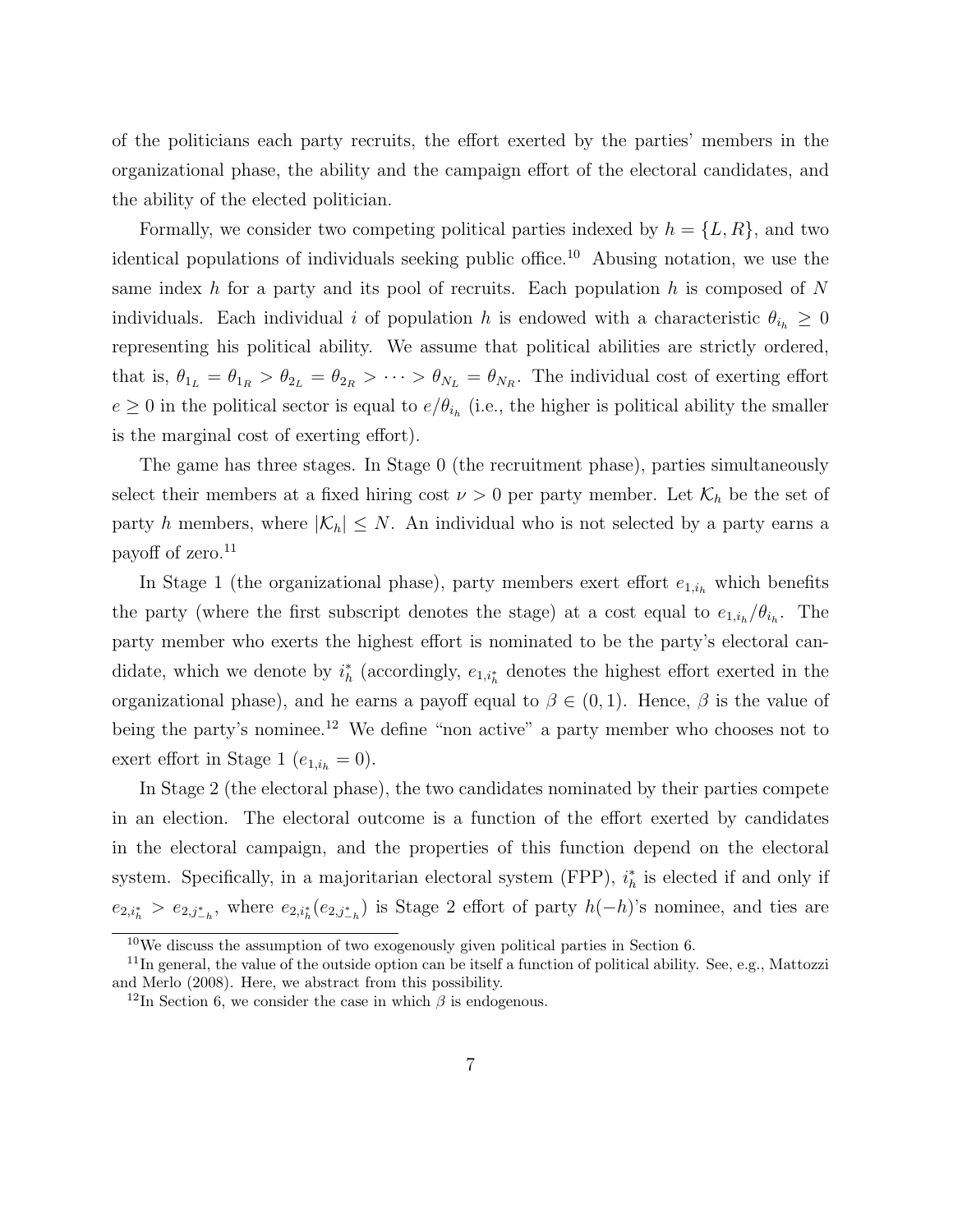of the politicians each party recruits, the effort exerted by the parties' members in the organizational phase, the ability and the campaign effort of the electoral candidates, and the ability of the elected politician.

Formally, we consider two competing political parties indexed by $h = \{L, R\}$, and two identical populations of individuals seeking public office.[10] Abusing notation, we use the same index $h$ for a party and its pool of recruits. Each population $h$ is composed of $N$ individuals. Each individual $i$ of population $h$ is endowed with a characteristic $\theta_{i_h} \geq 0$ representing his political ability. We assume that political abilities are strictly ordered, that is, $\theta_{1_L} = \theta_{1_R} > \theta_{2_L} = \theta_{2_R} > \cdots > \theta_{N_L} = \theta_{N_R}$. The individual cost of exerting effort $e \geq 0$ in the political sector is equal to $e/\theta_{i_h}$ (i.e., the higher is political ability the smaller is the marginal cost of exerting effort).

The game has three stages. In Stage 0 (the recruitment phase), parties simultaneously select their members at a fixed hiring cost $\nu > 0$ per party member. Let $\mathcal{K}_h$ be the set of party $h$ members, where $|\mathcal{K}_h| \leq N$. An individual who is not selected by a party earns a payoff of zero.[11]

In Stage 1 (the organizational phase), party members exert effort $e_{1,i_h}$ which benefits the party (where the first subscript denotes the stage) at a cost equal to $e_{1,i_h}/\theta_{i_h}$. The party member who exerts the highest effort is nominated to be the party's electoral candidate, which we denote by $i_h^*$ (accordingly, $e_{1,i_h^*}$ denotes the highest effort exerted in the organizational phase), and he earns a payoff equal to $\beta \in (0, 1)$. Hence, $\beta$ is the value of being the party's nominee.[12] We define "non active" a party member who chooses not to exert effort in Stage 1 ($e_{1,i_h} = 0$).

In Stage 2 (the electoral phase), the two candidates nominated by their parties compete in an election. The electoral outcome is a function of the effort exerted by candidates in the electoral campaign, and the properties of this function depend on the electoral system. Specifically, in a majoritarian electoral system (FPP), $i_h^*$ is elected if and only if $e_{2,i_h^*} > e_{2,j_{-h}^*}$, where $e_{2,i_h^*}(e_{2,j_{-h}^*})$ is Stage 2 effort of party $h(-h)$'s nominee, and ties are

[10] We discuss the assumption of two exogenously given political parties in Section 6.

[11] In general, the value of the outside option can be itself a function of political ability. See, e.g., Mattozzi and Merlo (2008). Here, we abstract from this possibility.

[12] In Section 6, we consider the case in which $\beta$ is endogenous.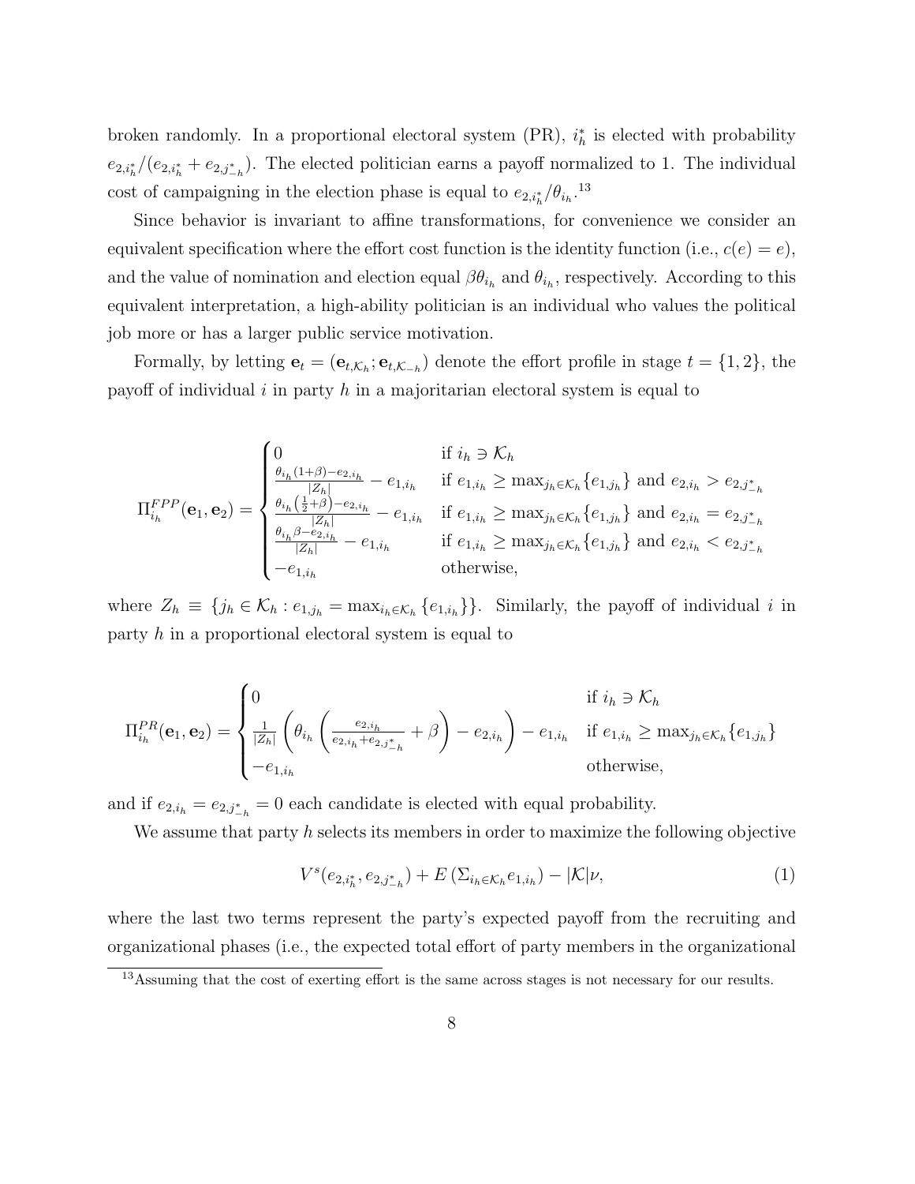broken randomly. In a proportional electoral system (PR), $i_h^*$ is elected with probability $e_{2,i_h^*}/(e_{2,i_h^*} + e_{2,j_{-h}^*})$. The elected politician earns a payoff normalized to 1. The individual cost of campaigning in the election phase is equal to $e_{2,i_h^*}/\theta_{i_h}$.[13]

Since behavior is invariant to affine transformations, for convenience we consider an equivalent specification where the effort cost function is the identity function (i.e., $c(e) = e$), and the value of nomination and election equal $\beta\theta_{i_h}$ and $\theta_{i_h}$, respectively. According to this equivalent interpretation, a high-ability politician is an individual who values the political job more or has a larger public service motivation.

Formally, by letting $\mathbf{e}_t = (\mathbf{e}_{t,\mathcal{K}_h}; \mathbf{e}_{t,\mathcal{K}_{-h}})$ denote the effort profile in stage $t = \{1, 2\}$, the payoff of individual $i$ in party $h$ in a majoritarian electoral system is equal to

$$\Pi_{i_h}^{FPP}(\mathbf{e}_1, \mathbf{e}_2) = \begin{cases} 0 & \text{if } i_h \ni \mathcal{K}_h \\ \frac{\theta_{i_h}(1+\beta) - e_{2,i_h}}{|Z_h|} - e_{1,i_h} & \text{if } e_{1,i_h} \geq \max_{j_h \in \mathcal{K}_h}\{e_{1,j_h}\} \text{ and } e_{2,i_h} > e_{2,j_{-h}^*} \\ \frac{\theta_{i_h}\left(\frac{1}{2}+\beta\right) - e_{2,i_h}}{|Z_h|} - e_{1,i_h} & \text{if } e_{1,i_h} \geq \max_{j_h \in \mathcal{K}_h}\{e_{1,j_h}\} \text{ and } e_{2,i_h} = e_{2,j_{-h}^*} \\ \frac{\theta_{i_h}\beta - e_{2,i_h}}{|Z_h|} - e_{1,i_h} & \text{if } e_{1,i_h} \geq \max_{j_h \in \mathcal{K}_h}\{e_{1,j_h}\} \text{ and } e_{2,i_h} < e_{2,j_{-h}^*} \\ -e_{1,i_h} & \text{otherwise,} \end{cases}$$

where $Z_h \equiv \{j_h \in \mathcal{K}_h : e_{1,j_h} = \max_{i_h \in \mathcal{K}_h}\{e_{1,i_h}\}\}$. Similarly, the payoff of individual $i$ in party $h$ in a proportional electoral system is equal to

$$\Pi_{i_h}^{PR}(\mathbf{e}_1, \mathbf{e}_2) = \begin{cases} 0 & \text{if } i_h \ni \mathcal{K}_h \\ \frac{1}{|Z_h|}\left(\theta_{i_h}\left(\frac{e_{2,i_h}}{e_{2,i_h} + e_{2,j_{-h}^*}} + \beta\right) - e_{2,i_h}\right) - e_{1,i_h} & \text{if } e_{1,i_h} \geq \max_{j_h \in \mathcal{K}_h}\{e_{1,j_h}\} \\ -e_{1,i_h} & \text{otherwise,} \end{cases}$$

and if $e_{2,i_h} = e_{2,j_{-h}^*} = 0$ each candidate is elected with equal probability.

We assume that party $h$ selects its members in order to maximize the following objective

$$V^s(e_{2,i_h^*}, e_{2,j_{-h}^*}) + E\left(\Sigma_{i_h \in \mathcal{K}_h} e_{1,i_h}\right) - |\mathcal{K}|\nu, \tag{1}$$

where the last two terms represent the party's expected payoff from the recruiting and organizational phases (i.e., the expected total effort of party members in the organizational

[13] Assuming that the cost of exerting effort is the same across stages is not necessary for our results.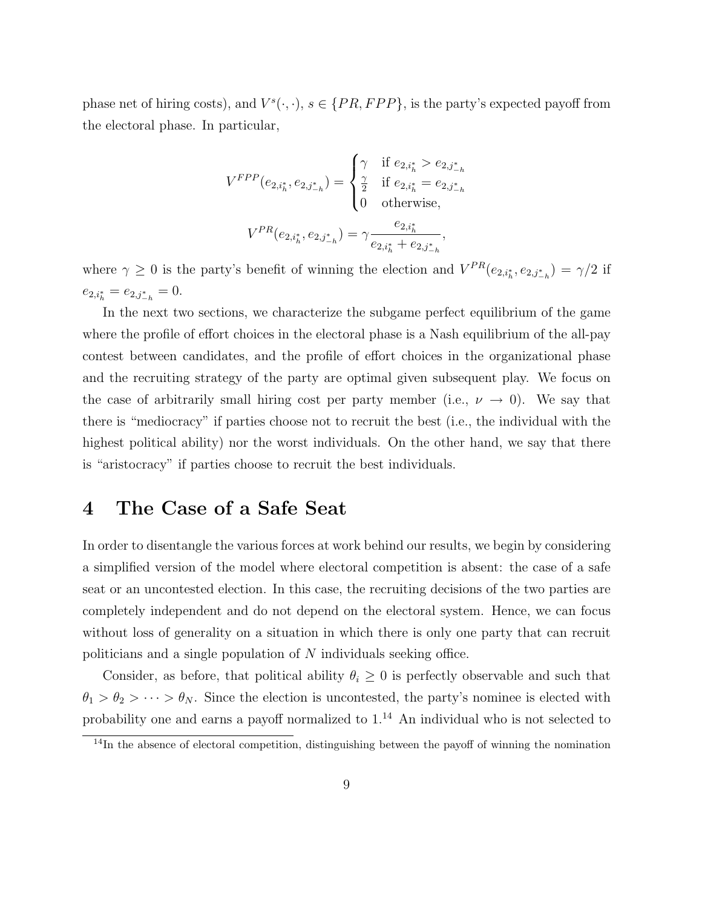phase net of hiring costs), and $V^s(\cdot,\cdot)$, $s \in \{PR, FPP\}$, is the party's expected payoff from the electoral phase. In particular,

$$V^{FPP}(e_{2,i_h^*}, e_{2,j_{-h}^*}) = \begin{cases} \gamma & \text{if } e_{2,i_h^*} > e_{2,j_{-h}^*} \\ \frac{\gamma}{2} & \text{if } e_{2,i_h^*} = e_{2,j_{-h}^*} \\ 0 & \text{otherwise,} \end{cases}$$

$$V^{PR}(e_{2,i_h^*}, e_{2,j_{-h}^*}) = \gamma \frac{e_{2,i_h^*}}{e_{2,i_h^*} + e_{2,j_{-h}^*}},$$

where $\gamma \geq 0$ is the party's benefit of winning the election and $V^{PR}(e_{2,i_h^*}, e_{2,j_{-h}^*}) = \gamma/2$ if $e_{2,i_h^*} = e_{2,j_{-h}^*} = 0$.

In the next two sections, we characterize the subgame perfect equilibrium of the game where the profile of effort choices in the electoral phase is a Nash equilibrium of the all-pay contest between candidates, and the profile of effort choices in the organizational phase and the recruiting strategy of the party are optimal given subsequent play. We focus on the case of arbitrarily small hiring cost per party member (i.e., $\nu \to 0$). We say that there is "mediocracy" if parties choose not to recruit the best (i.e., the individual with the highest political ability) nor the worst individuals. On the other hand, we say that there is "aristocracy" if parties choose to recruit the best individuals.

# 4 The Case of a Safe Seat

In order to disentangle the various forces at work behind our results, we begin by considering a simplified version of the model where electoral competition is absent: the case of a safe seat or an uncontested election. In this case, the recruiting decisions of the two parties are completely independent and do not depend on the electoral system. Hence, we can focus without loss of generality on a situation in which there is only one party that can recruit politicians and a single population of $N$ individuals seeking office.

Consider, as before, that political ability $\theta_i \geq 0$ is perfectly observable and such that $\theta_1 > \theta_2 > \cdots > \theta_N$. Since the election is uncontested, the party's nominee is elected with probability one and earns a payoff normalized to 1.[14] An individual who is not selected to

[14] In the absence of electoral competition, distinguishing between the payoff of winning the nomination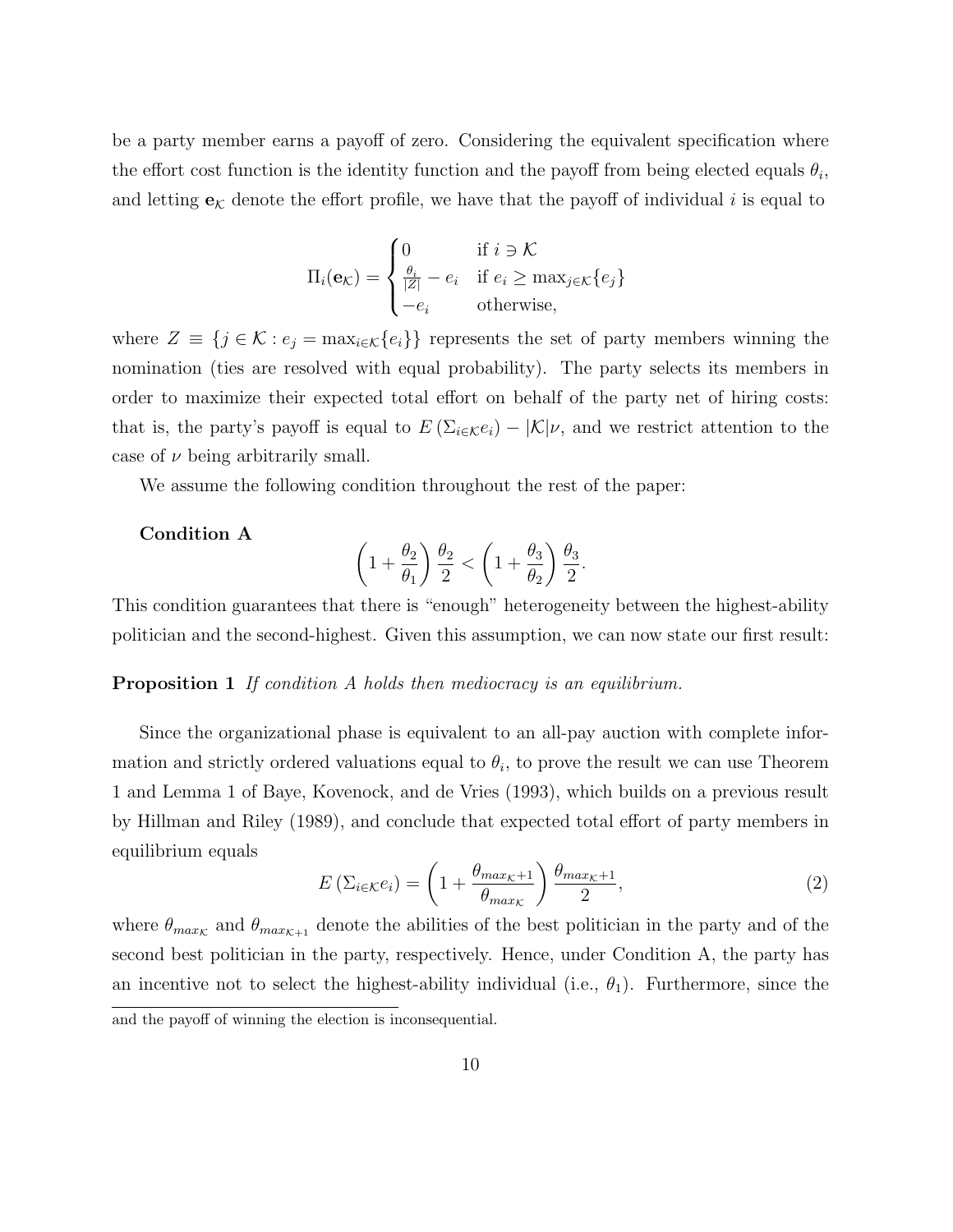be a party member earns a payoff of zero. Considering the equivalent specification where the effort cost function is the identity function and the payoff from being elected equals $\theta_i$, and letting $\mathbf{e}_\mathcal{K}$ denote the effort profile, we have that the payoff of individual $i$ is equal to

$$\Pi_i(\mathbf{e}_\mathcal{K}) = \begin{cases} 0 & \text{if } i \ni \mathcal{K} \\ \frac{\theta_i}{|Z|} - e_i & \text{if } e_i \geq \max_{j \in \mathcal{K}}\{e_j\} \\ -e_i & \text{otherwise,} \end{cases}$$

where $Z \equiv \{j \in \mathcal{K} : e_j = \max_{i \in \mathcal{K}}\{e_i\}\}$ represents the set of party members winning the nomination (ties are resolved with equal probability). The party selects its members in order to maximize their expected total effort on behalf of the party net of hiring costs: that is, the party's payoff is equal to $E\left(\Sigma_{i \in \mathcal{K}} e_i\right) - |\mathcal{K}|\nu$, and we restrict attention to the case of $\nu$ being arbitrarily small.

We assume the following condition throughout the rest of the paper:

**Condition A**

$$\left(1 + \frac{\theta_2}{\theta_1}\right)\frac{\theta_2}{2} < \left(1 + \frac{\theta_3}{\theta_2}\right)\frac{\theta_3}{2}.$$

This condition guarantees that there is "enough" heterogeneity between the highest-ability politician and the second-highest. Given this assumption, we can now state our first result:

**Proposition 1** *If condition A holds then mediocracy is an equilibrium.*

Since the organizational phase is equivalent to an all-pay auction with complete information and strictly ordered valuations equal to $\theta_i$, to prove the result we can use Theorem 1 and Lemma 1 of Baye, Kovenock, and de Vries (1993), which builds on a previous result by Hillman and Riley (1989), and conclude that expected total effort of party members in equilibrium equals

$$E\left(\Sigma_{i \in \mathcal{K}} e_i\right) = \left(1 + \frac{\theta_{max_\mathcal{K}+1}}{\theta_{max_\mathcal{K}}}\right)\frac{\theta_{max_\mathcal{K}+1}}{2}, \tag{2}$$

where $\theta_{max_\mathcal{K}}$ and $\theta_{max_{\mathcal{K}+1}}$ denote the abilities of the best politician in the party and of the second best politician in the party, respectively. Hence, under Condition A, the party has an incentive not to select the highest-ability individual (i.e., $\theta_1$). Furthermore, since the

and the payoff of winning the election is inconsequential.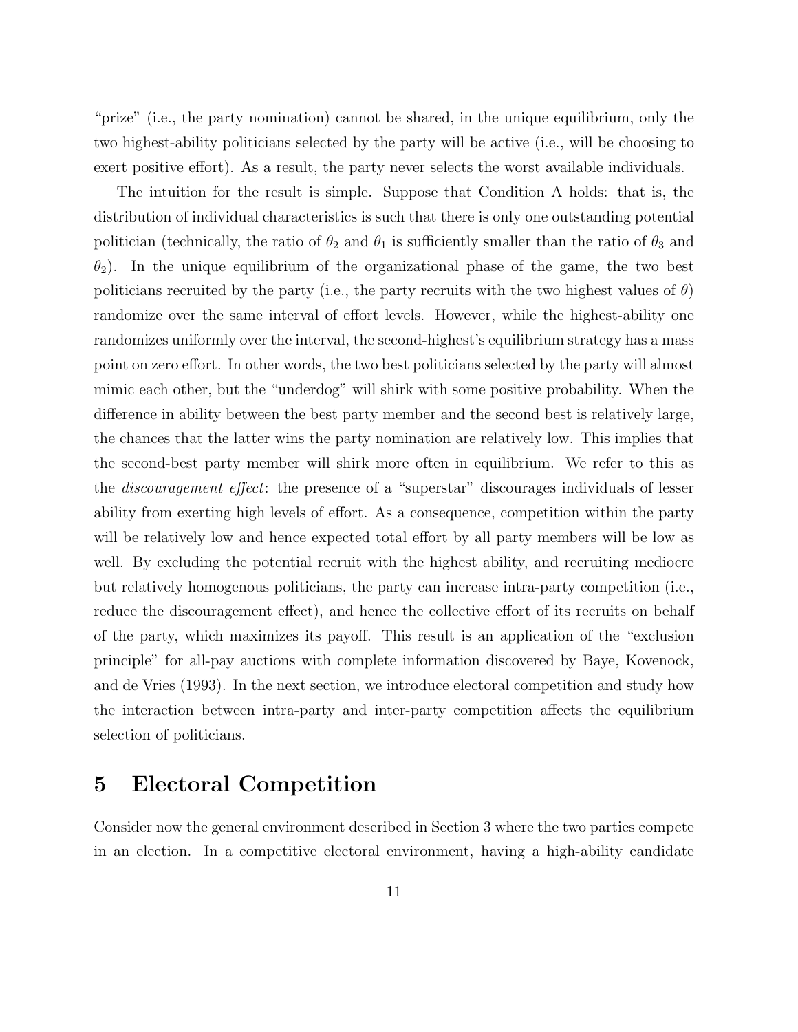"prize" (i.e., the party nomination) cannot be shared, in the unique equilibrium, only the two highest-ability politicians selected by the party will be active (i.e., will be choosing to exert positive effort). As a result, the party never selects the worst available individuals.

The intuition for the result is simple. Suppose that Condition A holds: that is, the distribution of individual characteristics is such that there is only one outstanding potential politician (technically, the ratio of $\theta_2$ and $\theta_1$ is sufficiently smaller than the ratio of $\theta_3$ and $\theta_2$). In the unique equilibrium of the organizational phase of the game, the two best politicians recruited by the party (i.e., the party recruits with the two highest values of $\theta$) randomize over the same interval of effort levels. However, while the highest-ability one randomizes uniformly over the interval, the second-highest's equilibrium strategy has a mass point on zero effort. In other words, the two best politicians selected by the party will almost mimic each other, but the "underdog" will shirk with some positive probability. When the difference in ability between the best party member and the second best is relatively large, the chances that the latter wins the party nomination are relatively low. This implies that the second-best party member will shirk more often in equilibrium. We refer to this as the *discouragement effect*: the presence of a "superstar" discourages individuals of lesser ability from exerting high levels of effort. As a consequence, competition within the party will be relatively low and hence expected total effort by all party members will be low as well. By excluding the potential recruit with the highest ability, and recruiting mediocre but relatively homogenous politicians, the party can increase intra-party competition (i.e., reduce the discouragement effect), and hence the collective effort of its recruits on behalf of the party, which maximizes its payoff. This result is an application of the "exclusion principle" for all-pay auctions with complete information discovered by Baye, Kovenock, and de Vries (1993). In the next section, we introduce electoral competition and study how the interaction between intra-party and inter-party competition affects the equilibrium selection of politicians.

# 5 Electoral Competition

Consider now the general environment described in Section 3 where the two parties compete in an election. In a competitive electoral environment, having a high-ability candidate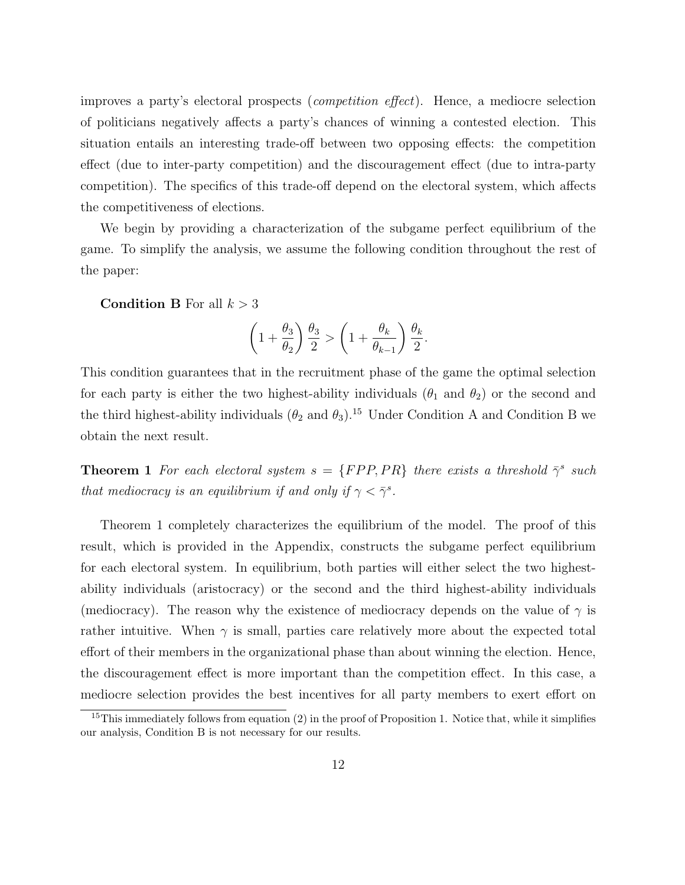improves a party's electoral prospects (*competition effect*). Hence, a mediocre selection of politicians negatively affects a party's chances of winning a contested election. This situation entails an interesting trade-off between two opposing effects: the competition effect (due to inter-party competition) and the discouragement effect (due to intra-party competition). The specifics of this trade-off depend on the electoral system, which affects the competitiveness of elections.

We begin by providing a characterization of the subgame perfect equilibrium of the game. To simplify the analysis, we assume the following condition throughout the rest of the paper:

**Condition B** For all $k > 3$

$$\left(1 + \frac{\theta_3}{\theta_2}\right)\frac{\theta_3}{2} > \left(1 + \frac{\theta_k}{\theta_{k-1}}\right)\frac{\theta_k}{2}.$$

This condition guarantees that in the recruitment phase of the game the optimal selection for each party is either the two highest-ability individuals ($\theta_1$ and $\theta_2$) or the second and the third highest-ability individuals ($\theta_2$ and $\theta_3$).[15] Under Condition A and Condition B we obtain the next result.

**Theorem 1** *For each electoral system $s = \{FPP, PR\}$ there exists a threshold $\bar{\gamma}^s$ such that mediocracy is an equilibrium if and only if $\gamma < \bar{\gamma}^s$.*

Theorem 1 completely characterizes the equilibrium of the model. The proof of this result, which is provided in the Appendix, constructs the subgame perfect equilibrium for each electoral system. In equilibrium, both parties will either select the two highest-ability individuals (aristocracy) or the second and the third highest-ability individuals (mediocracy). The reason why the existence of mediocracy depends on the value of $\gamma$ is rather intuitive. When $\gamma$ is small, parties care relatively more about the expected total effort of their members in the organizational phase than about winning the election. Hence, the discouragement effect is more important than the competition effect. In this case, a mediocre selection provides the best incentives for all party members to exert effort on

[15] This immediately follows from equation (2) in the proof of Proposition 1. Notice that, while it simplifies our analysis, Condition B is not necessary for our results.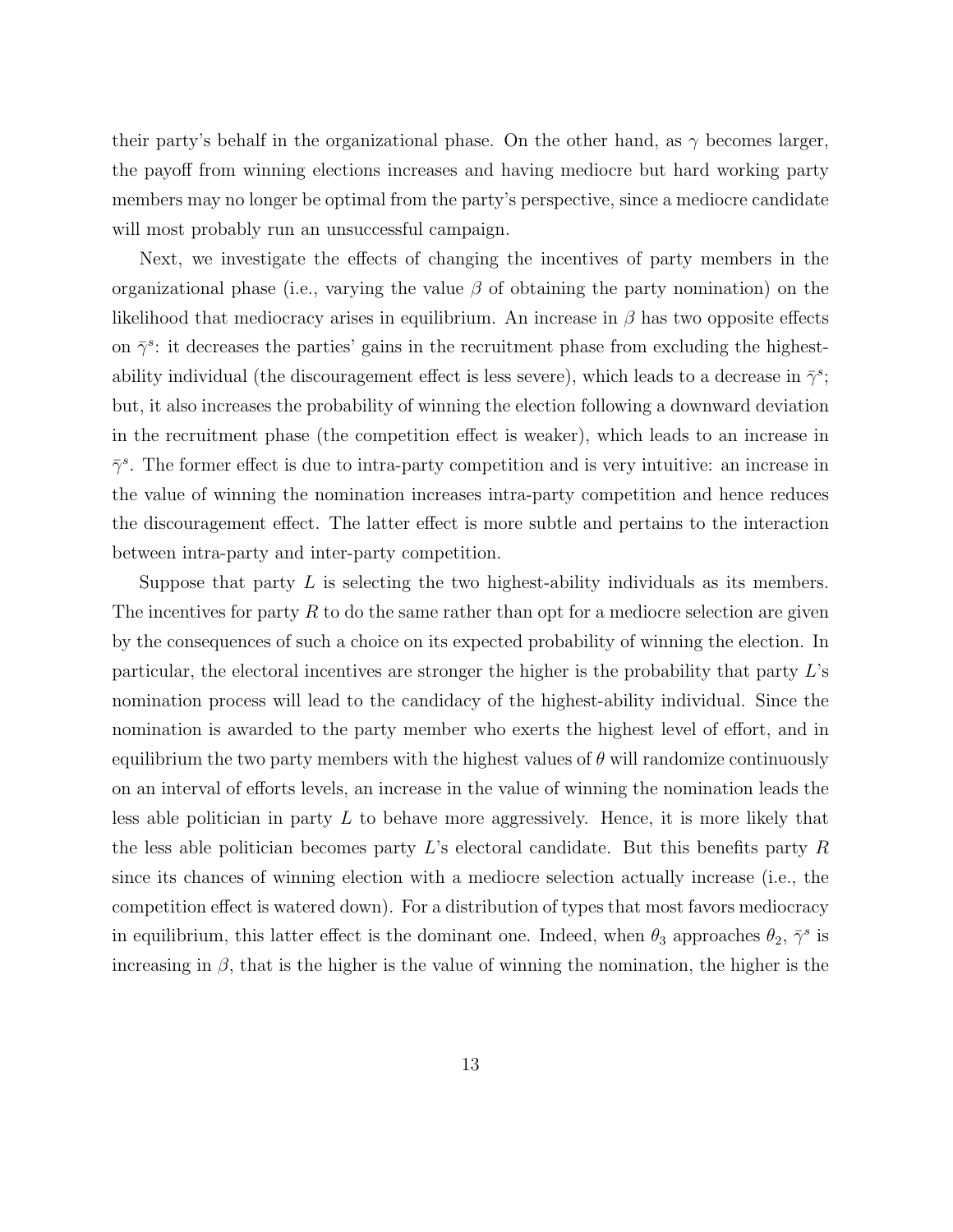their party's behalf in the organizational phase. On the other hand, as $\gamma$ becomes larger, the payoff from winning elections increases and having mediocre but hard working party members may no longer be optimal from the party's perspective, since a mediocre candidate will most probably run an unsuccessful campaign.

Next, we investigate the effects of changing the incentives of party members in the organizational phase (i.e., varying the value $\beta$ of obtaining the party nomination) on the likelihood that mediocracy arises in equilibrium. An increase in $\beta$ has two opposite effects on $\bar{\gamma}^s$: it decreases the parties' gains in the recruitment phase from excluding the highest-ability individual (the discouragement effect is less severe), which leads to a decrease in $\bar{\gamma}^s$; but, it also increases the probability of winning the election following a downward deviation in the recruitment phase (the competition effect is weaker), which leads to an increase in $\bar{\gamma}^s$. The former effect is due to intra-party competition and is very intuitive: an increase in the value of winning the nomination increases intra-party competition and hence reduces the discouragement effect. The latter effect is more subtle and pertains to the interaction between intra-party and inter-party competition.

Suppose that party $L$ is selecting the two highest-ability individuals as its members. The incentives for party $R$ to do the same rather than opt for a mediocre selection are given by the consequences of such a choice on its expected probability of winning the election. In particular, the electoral incentives are stronger the higher is the probability that party $L$'s nomination process will lead to the candidacy of the highest-ability individual. Since the nomination is awarded to the party member who exerts the highest level of effort, and in equilibrium the two party members with the highest values of $\theta$ will randomize continuously on an interval of efforts levels, an increase in the value of winning the nomination leads the less able politician in party $L$ to behave more aggressively. Hence, it is more likely that the less able politician becomes party $L$'s electoral candidate. But this benefits party $R$ since its chances of winning election with a mediocre selection actually increase (i.e., the competition effect is watered down). For a distribution of types that most favors mediocracy in equilibrium, this latter effect is the dominant one. Indeed, when $\theta_3$ approaches $\theta_2$, $\bar{\gamma}^s$ is increasing in $\beta$, that is the higher is the value of winning the nomination, the higher is the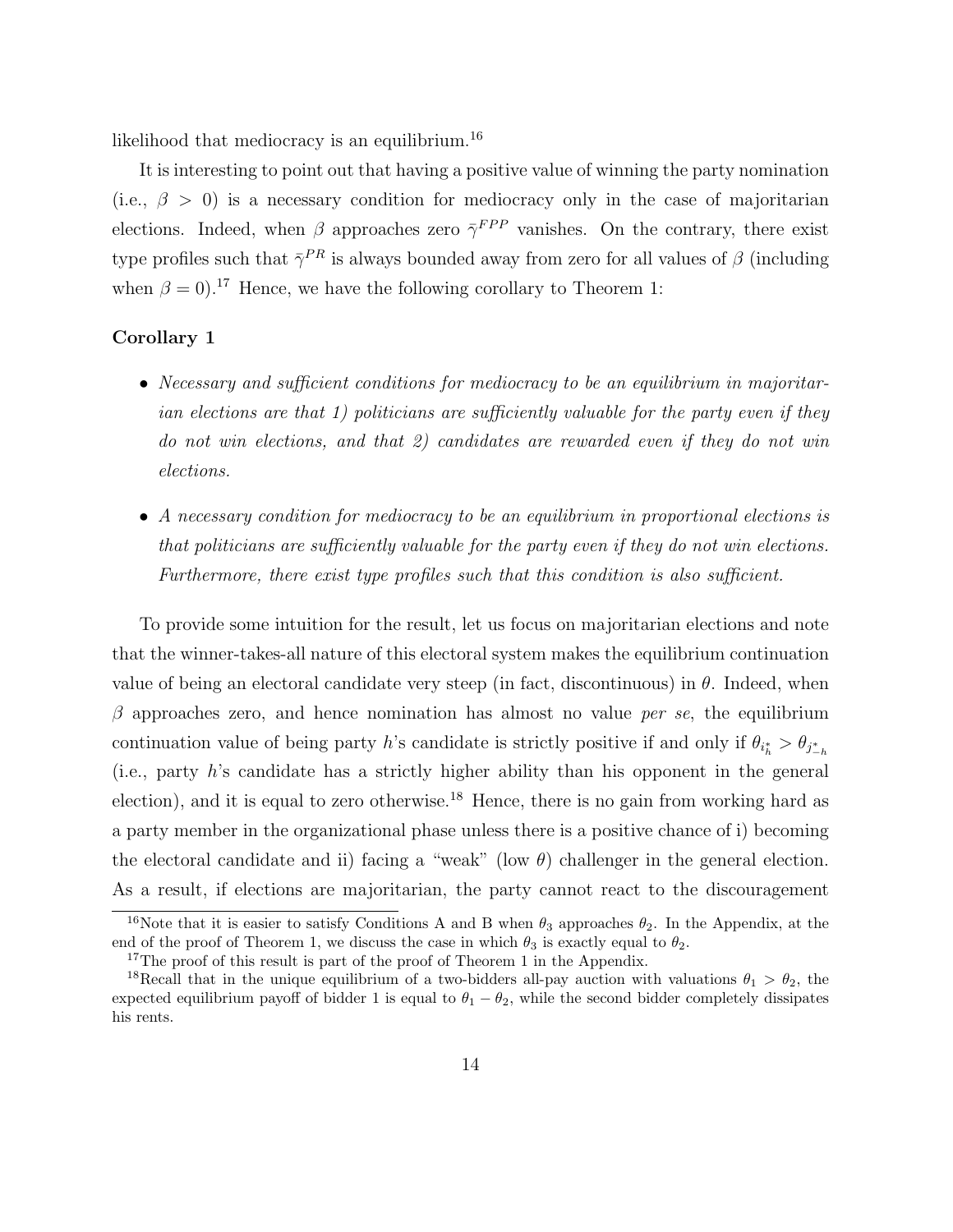likelihood that mediocracy is an equilibrium.[16]

It is interesting to point out that having a positive value of winning the party nomination (i.e., $\beta > 0$) is a necessary condition for mediocracy only in the case of majoritarian elections. Indeed, when $\beta$ approaches zero $\bar{\gamma}^{FPP}$ vanishes. On the contrary, there exist type profiles such that $\bar{\gamma}^{PR}$ is always bounded away from zero for all values of $\beta$ (including when $\beta = 0$).[17] Hence, we have the following corollary to Theorem 1:

**Corollary 1**

- *Necessary and sufficient conditions for mediocracy to be an equilibrium in majoritarian elections are that 1) politicians are sufficiently valuable for the party even if they do not win elections, and that 2) candidates are rewarded even if they do not win elections.*
- *A necessary condition for mediocracy to be an equilibrium in proportional elections is that politicians are sufficiently valuable for the party even if they do not win elections. Furthermore, there exist type profiles such that this condition is also sufficient.*

To provide some intuition for the result, let us focus on majoritarian elections and note that the winner-takes-all nature of this electoral system makes the equilibrium continuation value of being an electoral candidate very steep (in fact, discontinuous) in $\theta$. Indeed, when $\beta$ approaches zero, and hence nomination has almost no value *per se*, the equilibrium continuation value of being party $h$'s candidate is strictly positive if and only if $\theta_{i_h^*} > \theta_{j_{-h}^*}$ (i.e., party $h$'s candidate has a strictly higher ability than his opponent in the general election), and it is equal to zero otherwise.[18] Hence, there is no gain from working hard as a party member in the organizational phase unless there is a positive chance of i) becoming the electoral candidate and ii) facing a "weak" (low $\theta$) challenger in the general election. As a result, if elections are majoritarian, the party cannot react to the discouragement

[16] Note that it is easier to satisfy Conditions A and B when $\theta_3$ approaches $\theta_2$. In the Appendix, at the end of the proof of Theorem 1, we discuss the case in which $\theta_3$ is exactly equal to $\theta_2$.

[17] The proof of this result is part of the proof of Theorem 1 in the Appendix.

[18] Recall that in the unique equilibrium of a two-bidders all-pay auction with valuations $\theta_1 > \theta_2$, the expected equilibrium payoff of bidder 1 is equal to $\theta_1 - \theta_2$, while the second bidder completely dissipates his rents.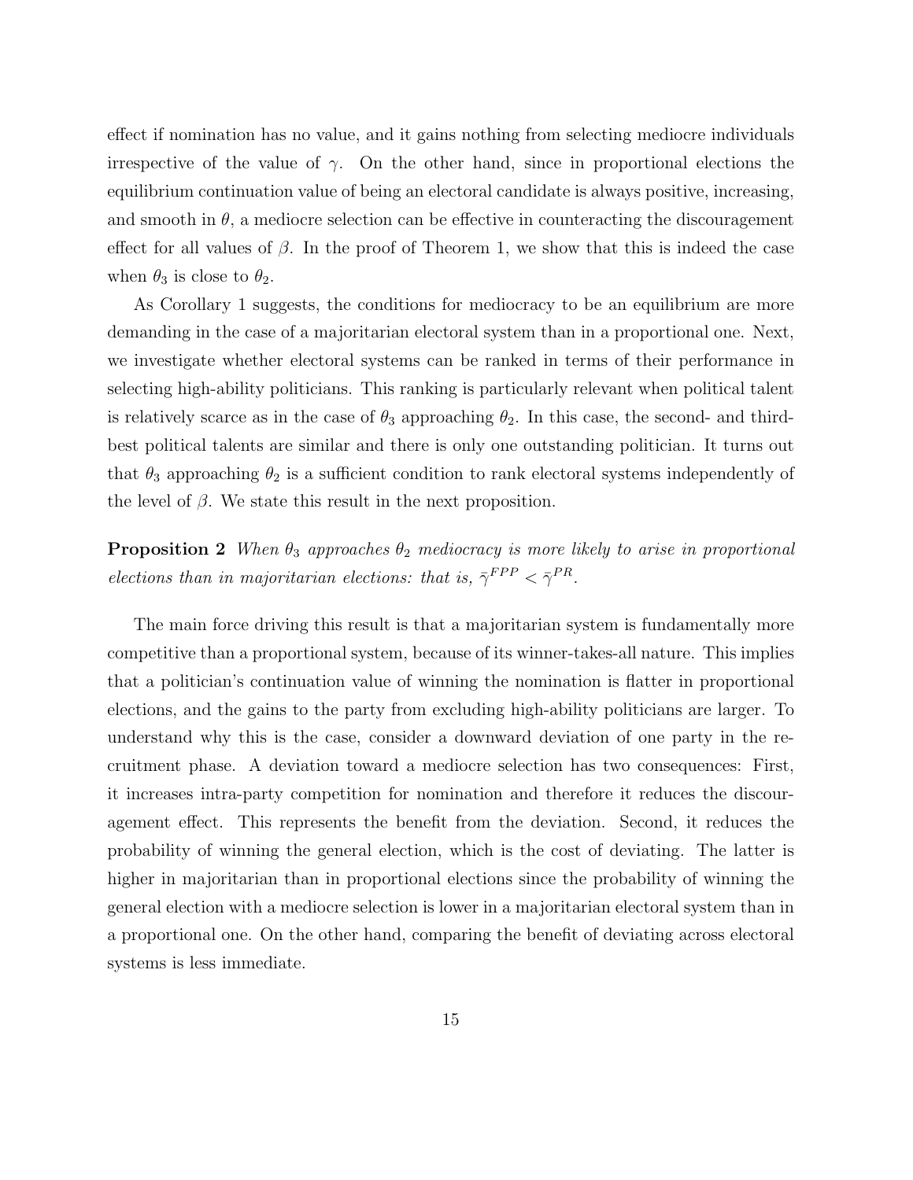effect if nomination has no value, and it gains nothing from selecting mediocre individuals irrespective of the value of $\gamma$. On the other hand, since in proportional elections the equilibrium continuation value of being an electoral candidate is always positive, increasing, and smooth in $\theta$, a mediocre selection can be effective in counteracting the discouragement effect for all values of $\beta$. In the proof of Theorem 1, we show that this is indeed the case when $\theta_3$ is close to $\theta_2$.

As Corollary 1 suggests, the conditions for mediocracy to be an equilibrium are more demanding in the case of a majoritarian electoral system than in a proportional one. Next, we investigate whether electoral systems can be ranked in terms of their performance in selecting high-ability politicians. This ranking is particularly relevant when political talent is relatively scarce as in the case of $\theta_3$ approaching $\theta_2$. In this case, the second- and third-best political talents are similar and there is only one outstanding politician. It turns out that $\theta_3$ approaching $\theta_2$ is a sufficient condition to rank electoral systems independently of the level of $\beta$. We state this result in the next proposition.

**Proposition 2** *When $\theta_3$ approaches $\theta_2$ mediocracy is more likely to arise in proportional elections than in majoritarian elections: that is, $\bar{\gamma}^{FPP} < \bar{\gamma}^{PR}$.*

The main force driving this result is that a majoritarian system is fundamentally more competitive than a proportional system, because of its winner-takes-all nature. This implies that a politician's continuation value of winning the nomination is flatter in proportional elections, and the gains to the party from excluding high-ability politicians are larger. To understand why this is the case, consider a downward deviation of one party in the recruitment phase. A deviation toward a mediocre selection has two consequences: First, it increases intra-party competition for nomination and therefore it reduces the discouragement effect. This represents the benefit from the deviation. Second, it reduces the probability of winning the general election, which is the cost of deviating. The latter is higher in majoritarian than in proportional elections since the probability of winning the general election with a mediocre selection is lower in a majoritarian electoral system than in a proportional one. On the other hand, comparing the benefit of deviating across electoral systems is less immediate.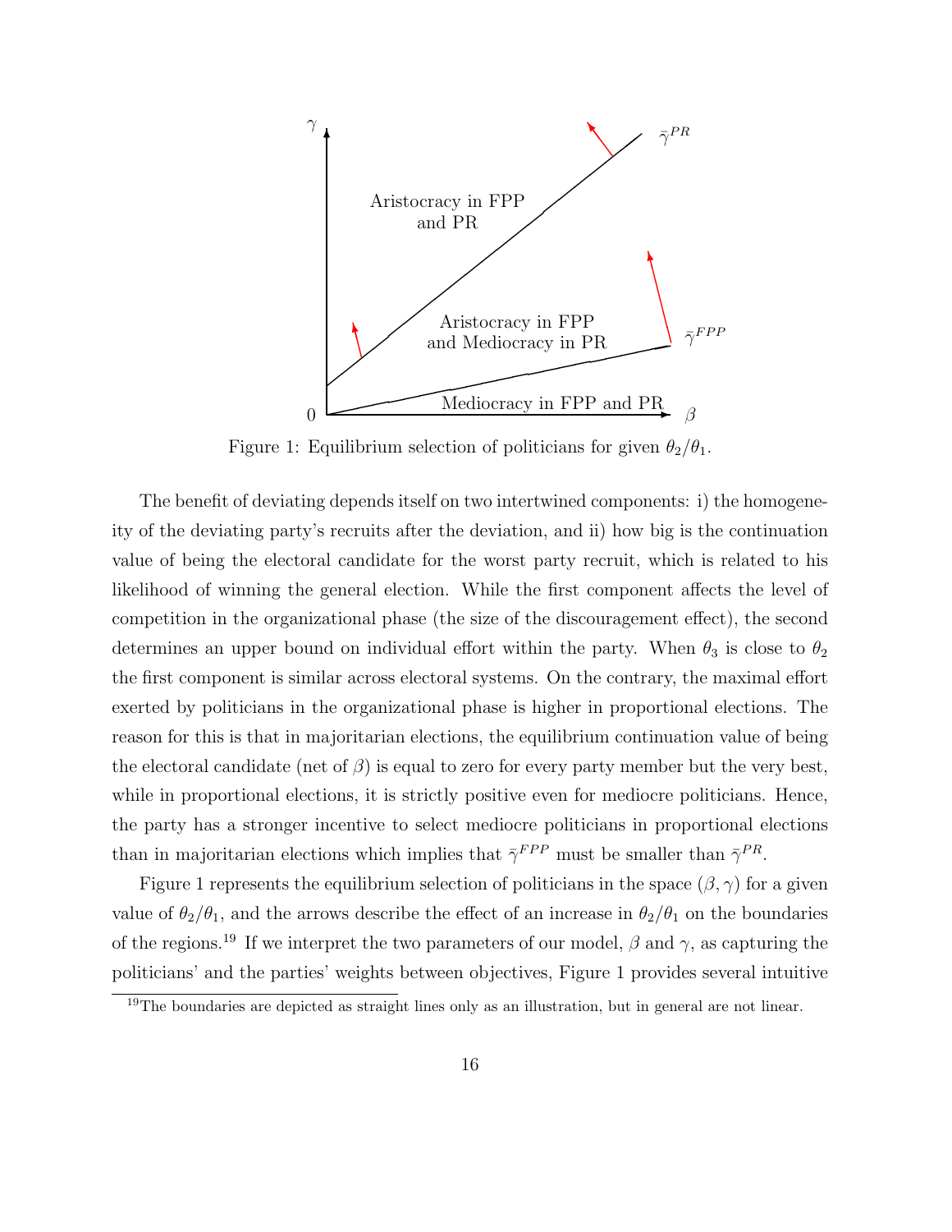Figure 1: Equilibrium selection of politicians for given $\theta_2/\theta_1$.

The benefit of deviating depends itself on two intertwined components: i) the homogeneity of the deviating party's recruits after the deviation, and ii) how big is the continuation value of being the electoral candidate for the worst party recruit, which is related to his likelihood of winning the general election. While the first component affects the level of competition in the organizational phase (the size of the discouragement effect), the second determines an upper bound on individual effort within the party. When $\theta_3$ is close to $\theta_2$ the first component is similar across electoral systems. On the contrary, the maximal effort exerted by politicians in the organizational phase is higher in proportional elections. The reason for this is that in majoritarian elections, the equilibrium continuation value of being the electoral candidate (net of $\beta$) is equal to zero for every party member but the very best, while in proportional elections, it is strictly positive even for mediocre politicians. Hence, the party has a stronger incentive to select mediocre politicians in proportional elections than in majoritarian elections which implies that $\bar{\gamma}^{FPP}$ must be smaller than $\bar{\gamma}^{PR}$.

Figure 1 represents the equilibrium selection of politicians in the space $(\beta, \gamma)$ for a given value of $\theta_2/\theta_1$, and the arrows describe the effect of an increase in $\theta_2/\theta_1$ on the boundaries of the regions.[19] If we interpret the two parameters of our model, $\beta$ and $\gamma$, as capturing the politicians' and the parties' weights between objectives, Figure 1 provides several intuitive

[19] The boundaries are depicted as straight lines only as an illustration, but in general are not linear.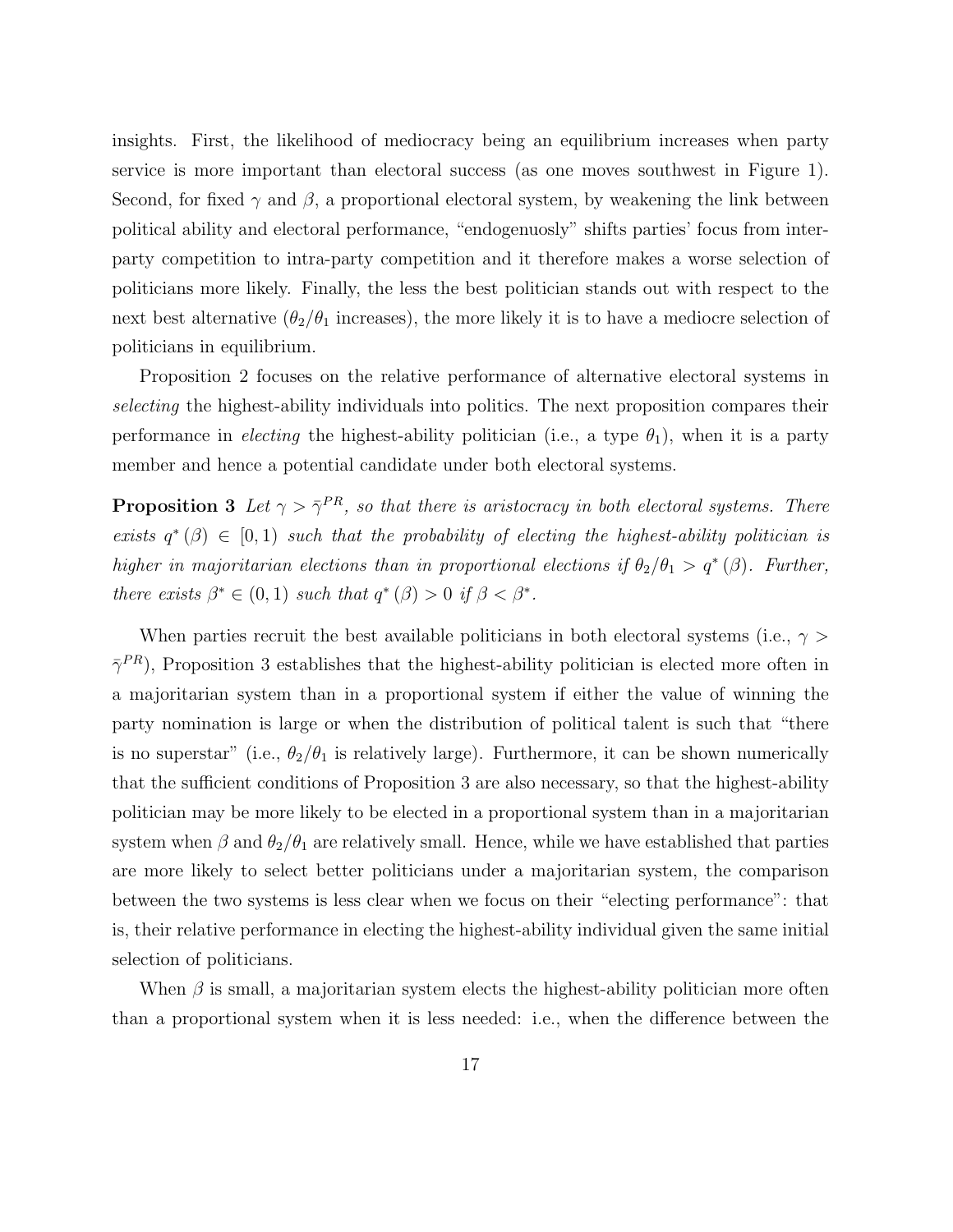insights. First, the likelihood of mediocracy being an equilibrium increases when party service is more important than electoral success (as one moves southwest in Figure 1). Second, for fixed $\gamma$ and $\beta$, a proportional electoral system, by weakening the link between political ability and electoral performance, "endogenuosly" shifts parties' focus from inter-party competition to intra-party competition and it therefore makes a worse selection of politicians more likely. Finally, the less the best politician stands out with respect to the next best alternative ($\theta_2/\theta_1$ increases), the more likely it is to have a mediocre selection of politicians in equilibrium.

Proposition 2 focuses on the relative performance of alternative electoral systems in *selecting* the highest-ability individuals into politics. The next proposition compares their performance in *electing* the highest-ability politician (i.e., a type $\theta_1$), when it is a party member and hence a potential candidate under both electoral systems.

**Proposition 3** *Let $\gamma > \bar{\gamma}^{PR}$, so that there is aristocracy in both electoral systems. There exists $q^*(\beta) \in [0, 1)$ such that the probability of electing the highest-ability politician is higher in majoritarian elections than in proportional elections if $\theta_2/\theta_1 > q^*(\beta)$. Further, there exists $\beta^* \in (0, 1)$ such that $q^*(\beta) > 0$ if $\beta < \beta^*$.*

When parties recruit the best available politicians in both electoral systems (i.e., $\gamma > \bar{\gamma}^{PR}$), Proposition 3 establishes that the highest-ability politician is elected more often in a majoritarian system than in a proportional system if either the value of winning the party nomination is large or when the distribution of political talent is such that "there is no superstar" (i.e., $\theta_2/\theta_1$ is relatively large). Furthermore, it can be shown numerically that the sufficient conditions of Proposition 3 are also necessary, so that the highest-ability politician may be more likely to be elected in a proportional system than in a majoritarian system when $\beta$ and $\theta_2/\theta_1$ are relatively small. Hence, while we have established that parties are more likely to select better politicians under a majoritarian system, the comparison between the two systems is less clear when we focus on their "electing performance": that is, their relative performance in electing the highest-ability individual given the same initial selection of politicians.

When $\beta$ is small, a majoritarian system elects the highest-ability politician more often than a proportional system when it is less needed: i.e., when the difference between the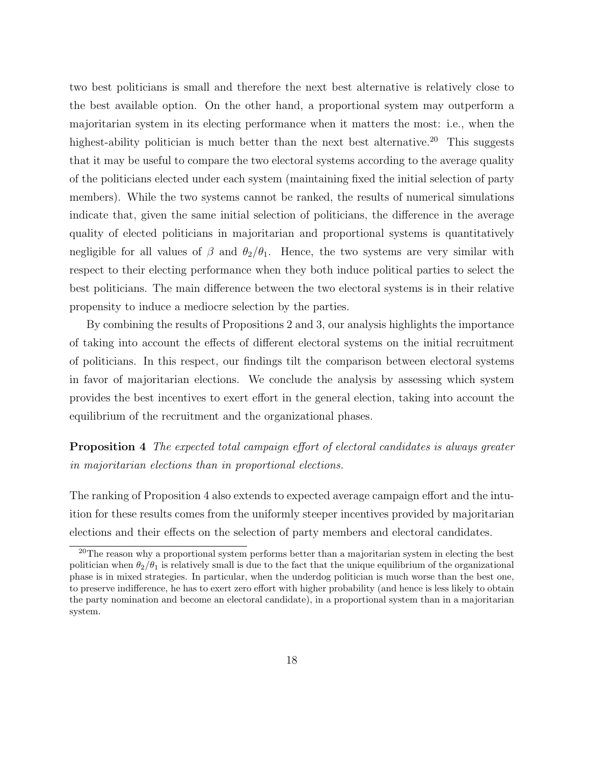two best politicians is small and therefore the next best alternative is relatively close to the best available option. On the other hand, a proportional system may outperform a majoritarian system in its electing performance when it matters the most: i.e., when the highest-ability politician is much better than the next best alternative.[20] This suggests that it may be useful to compare the two electoral systems according to the average quality of the politicians elected under each system (maintaining fixed the initial selection of party members). While the two systems cannot be ranked, the results of numerical simulations indicate that, given the same initial selection of politicians, the difference in the average quality of elected politicians in majoritarian and proportional systems is quantitatively negligible for all values of $\beta$ and $\theta_2/\theta_1$. Hence, the two systems are very similar with respect to their electing performance when they both induce political parties to select the best politicians. The main difference between the two electoral systems is in their relative propensity to induce a mediocre selection by the parties.

By combining the results of Propositions 2 and 3, our analysis highlights the importance of taking into account the effects of different electoral systems on the initial recruitment of politicians. In this respect, our findings tilt the comparison between electoral systems in favor of majoritarian elections. We conclude the analysis by assessing which system provides the best incentives to exert effort in the general election, taking into account the equilibrium of the recruitment and the organizational phases.

**Proposition 4** *The expected total campaign effort of electoral candidates is always greater in majoritarian elections than in proportional elections.*

The ranking of Proposition 4 also extends to expected average campaign effort and the intuition for these results comes from the uniformly steeper incentives provided by majoritarian elections and their effects on the selection of party members and electoral candidates.

[20] The reason why a proportional system performs better than a majoritarian system in electing the best politician when $\theta_2/\theta_1$ is relatively small is due to the fact that the unique equilibrium of the organizational phase is in mixed strategies. In particular, when the underdog politician is much worse than the best one, to preserve indifference, he has to exert zero effort with higher probability (and hence is less likely to obtain the party nomination and become an electoral candidate), in a proportional system than in a majoritarian system.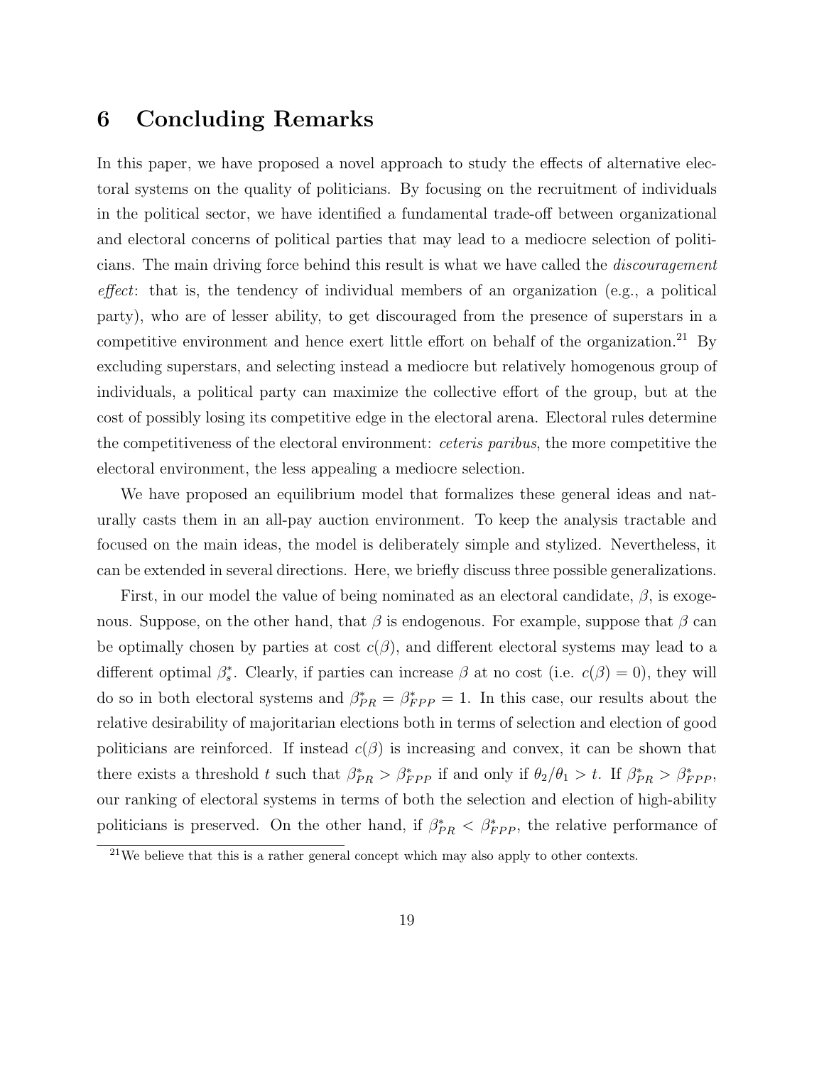# 6 Concluding Remarks

In this paper, we have proposed a novel approach to study the effects of alternative electoral systems on the quality of politicians. By focusing on the recruitment of individuals in the political sector, we have identified a fundamental trade-off between organizational and electoral concerns of political parties that may lead to a mediocre selection of politicians. The main driving force behind this result is what we have called the *discouragement effect*: that is, the tendency of individual members of an organization (e.g., a political party), who are of lesser ability, to get discouraged from the presence of superstars in a competitive environment and hence exert little effort on behalf of the organization.[21] By excluding superstars, and selecting instead a mediocre but relatively homogenous group of individuals, a political party can maximize the collective effort of the group, but at the cost of possibly losing its competitive edge in the electoral arena. Electoral rules determine the competitiveness of the electoral environment: *ceteris paribus*, the more competitive the electoral environment, the less appealing a mediocre selection.

We have proposed an equilibrium model that formalizes these general ideas and naturally casts them in an all-pay auction environment. To keep the analysis tractable and focused on the main ideas, the model is deliberately simple and stylized. Nevertheless, it can be extended in several directions. Here, we briefly discuss three possible generalizations.

First, in our model the value of being nominated as an electoral candidate, $\beta$, is exogenous. Suppose, on the other hand, that $\beta$ is endogenous. For example, suppose that $\beta$ can be optimally chosen by parties at cost $c(\beta)$, and different electoral systems may lead to a different optimal $\beta_s^*$. Clearly, if parties can increase $\beta$ at no cost (i.e. $c(\beta) = 0$), they will do so in both electoral systems and $\beta_{PR}^* = \beta_{FPP}^* = 1$. In this case, our results about the relative desirability of majoritarian elections both in terms of selection and election of good politicians are reinforced. If instead $c(\beta)$ is increasing and convex, it can be shown that there exists a threshold $t$ such that $\beta_{PR}^* > \beta_{FPP}^*$ if and only if $\theta_2/\theta_1 > t$. If $\beta_{PR}^* > \beta_{FPP}^*$, our ranking of electoral systems in terms of both the selection and election of high-ability politicians is preserved. On the other hand, if $\beta_{PR}^* < \beta_{FPP}^*$, the relative performance of

[21] We believe that this is a rather general concept which may also apply to other contexts.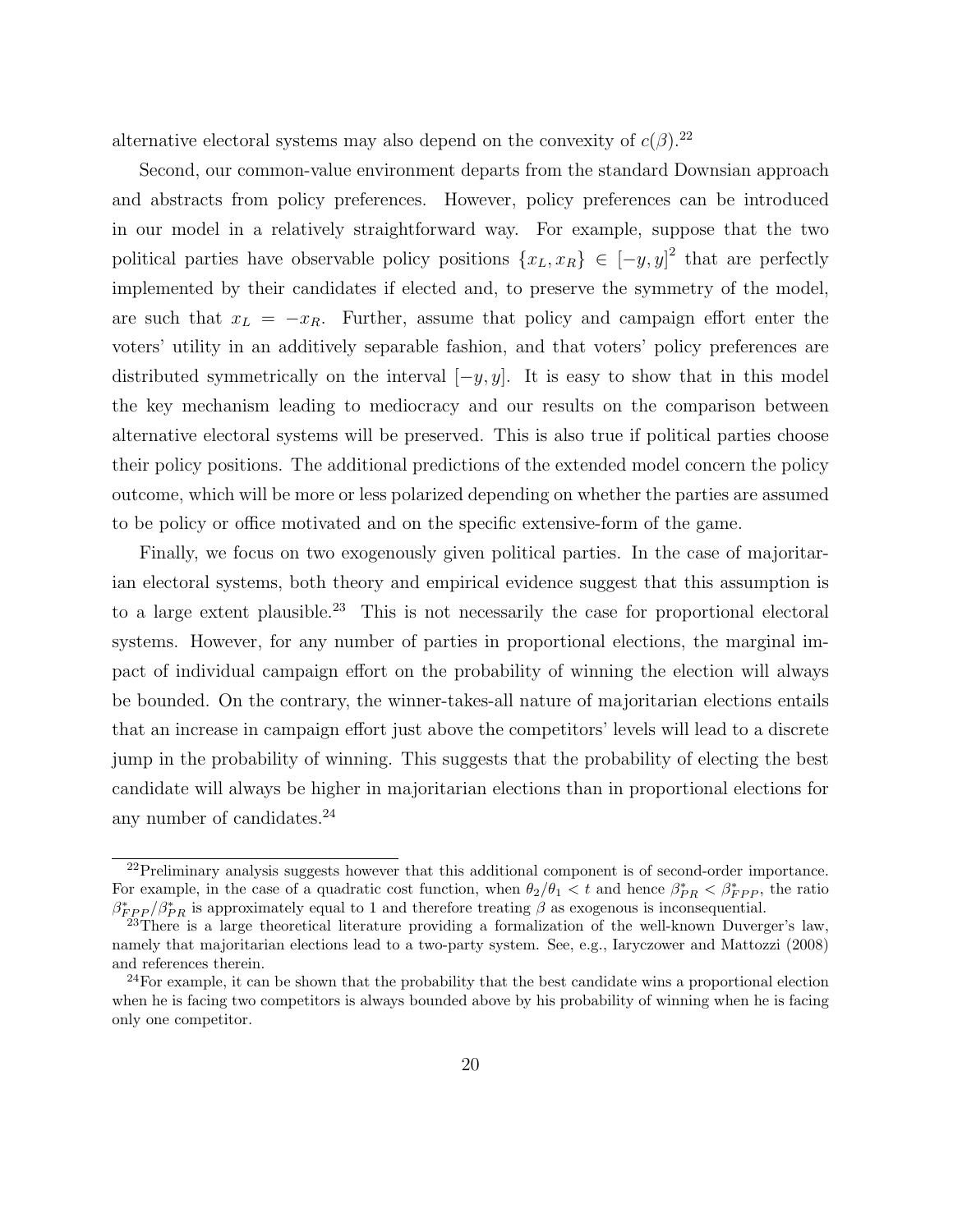alternative electoral systems may also depend on the convexity of $c(\beta)$.[22]

Second, our common-value environment departs from the standard Downsian approach and abstracts from policy preferences. However, policy preferences can be introduced in our model in a relatively straightforward way. For example, suppose that the two political parties have observable policy positions $\{x_L, x_R\} \in [-y, y]^2$ that are perfectly implemented by their candidates if elected and, to preserve the symmetry of the model, are such that $x_L = -x_R$. Further, assume that policy and campaign effort enter the voters' utility in an additively separable fashion, and that voters' policy preferences are distributed symmetrically on the interval $[-y, y]$. It is easy to show that in this model the key mechanism leading to mediocracy and our results on the comparison between alternative electoral systems will be preserved. This is also true if political parties choose their policy positions. The additional predictions of the extended model concern the policy outcome, which will be more or less polarized depending on whether the parties are assumed to be policy or office motivated and on the specific extensive-form of the game.

Finally, we focus on two exogenously given political parties. In the case of majoritarian electoral systems, both theory and empirical evidence suggest that this assumption is to a large extent plausible.[23] This is not necessarily the case for proportional electoral systems. However, for any number of parties in proportional elections, the marginal impact of individual campaign effort on the probability of winning the election will always be bounded. On the contrary, the winner-takes-all nature of majoritarian elections entails that an increase in campaign effort just above the competitors' levels will lead to a discrete jump in the probability of winning. This suggests that the probability of electing the best candidate will always be higher in majoritarian elections than in proportional elections for any number of candidates.[24]

---

[22] Preliminary analysis suggests however that this additional component is of second-order importance. For example, in the case of a quadratic cost function, when $\theta_2/\theta_1 < t$ and hence $\beta^*_{PR} < \beta^*_{FPP}$, the ratio $\beta^*_{FPP}/\beta^*_{PR}$ is approximately equal to 1 and therefore treating $\beta$ as exogenous is inconsequential.

[23] There is a large theoretical literature providing a formalization of the well-known Duverger's law, namely that majoritarian elections lead to a two-party system. See, e.g., Iaryczower and Mattozzi (2008) and references therein.

[24] For example, it can be shown that the probability that the best candidate wins a proportional election when he is facing two competitors is always bounded above by his probability of winning when he is facing only one competitor.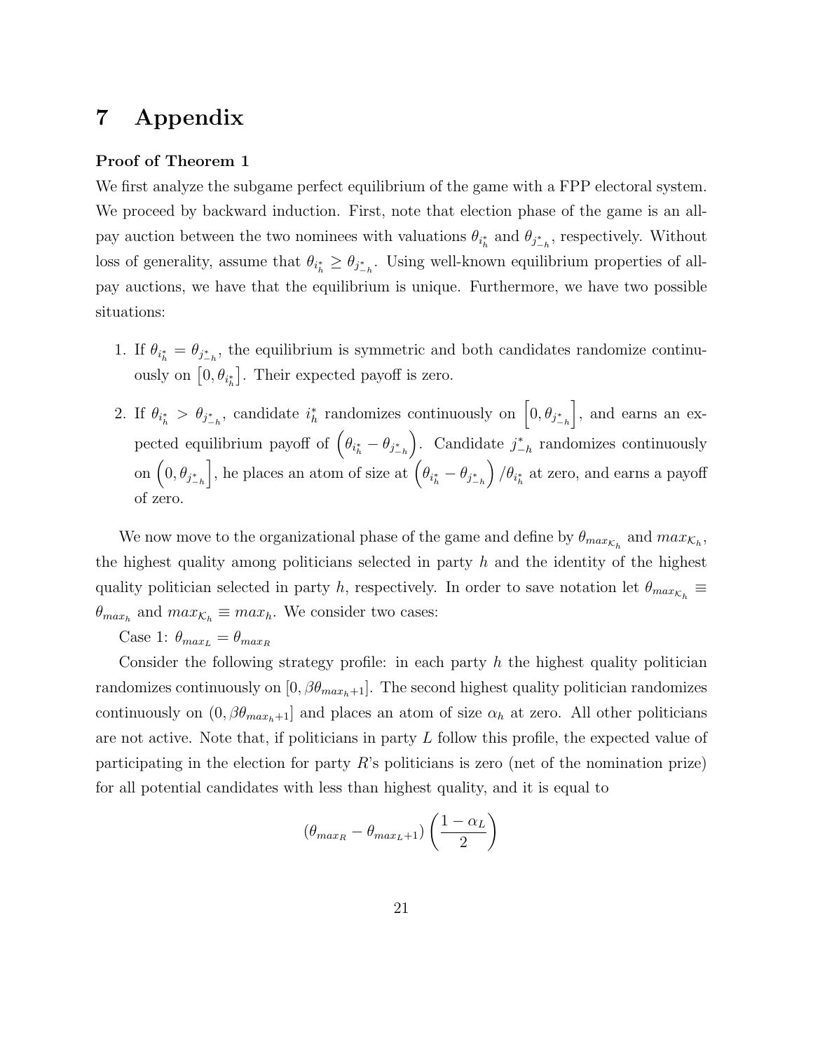# 7 Appendix

**Proof of Theorem 1**

We first analyze the subgame perfect equilibrium of the game with a FPP electoral system. We proceed by backward induction. First, note that election phase of the game is an all-pay auction between the two nominees with valuations $\theta_{i_h^*}$ and $\theta_{j_{-h}^*}$, respectively. Without loss of generality, assume that $\theta_{i_h^*} \geq \theta_{j_{-h}^*}$. Using well-known equilibrium properties of all-pay auctions, we have that the equilibrium is unique. Furthermore, we have two possible situations:

1. If $\theta_{i_h^*} = \theta_{j_{-h}^*}$, the equilibrium is symmetric and both candidates randomize continuously on $\left[0, \theta_{i_h^*}\right]$. Their expected payoff is zero.

2. If $\theta_{i_h^*} > \theta_{j_{-h}^*}$, candidate $i_h^*$ randomizes continuously on $\left[0, \theta_{j_{-h}^*}\right]$, and earns an expected equilibrium payoff of $\left(\theta_{i_h^*} - \theta_{j_{-h}^*}\right)$. Candidate $j_{-h}^*$ randomizes continuously on $\left(0, \theta_{j_{-h}^*}\right]$, he places an atom of size at $\left(\theta_{i_h^*} - \theta_{j_{-h}^*}\right)/\theta_{i_h^*}$ at zero, and earns a payoff of zero.

We now move to the organizational phase of the game and define by $\theta_{max_{\mathcal{K}_h}}$ and $max_{\mathcal{K}_h}$, the highest quality among politicians selected in party $h$ and the identity of the highest quality politician selected in party $h$, respectively. In order to save notation let $\theta_{max_{\mathcal{K}_h}} \equiv \theta_{max_h}$ and $max_{\mathcal{K}_h} \equiv max_h$. We consider two cases:

Case 1: $\theta_{max_L} = \theta_{max_R}$

Consider the following strategy profile: in each party $h$ the highest quality politician randomizes continuously on $[0, \beta\theta_{max_h+1}]$. The second highest quality politician randomizes continuously on $(0, \beta\theta_{max_h+1}]$ and places an atom of size $\alpha_h$ at zero. All other politicians are not active. Note that, if politicians in party $L$ follow this profile, the expected value of participating in the election for party $R$'s politicians is zero (net of the nomination prize) for all potential candidates with less than highest quality, and it is equal to

$$(\theta_{max_R} - \theta_{max_L+1}) \left(\frac{1-\alpha_L}{2}\right)$$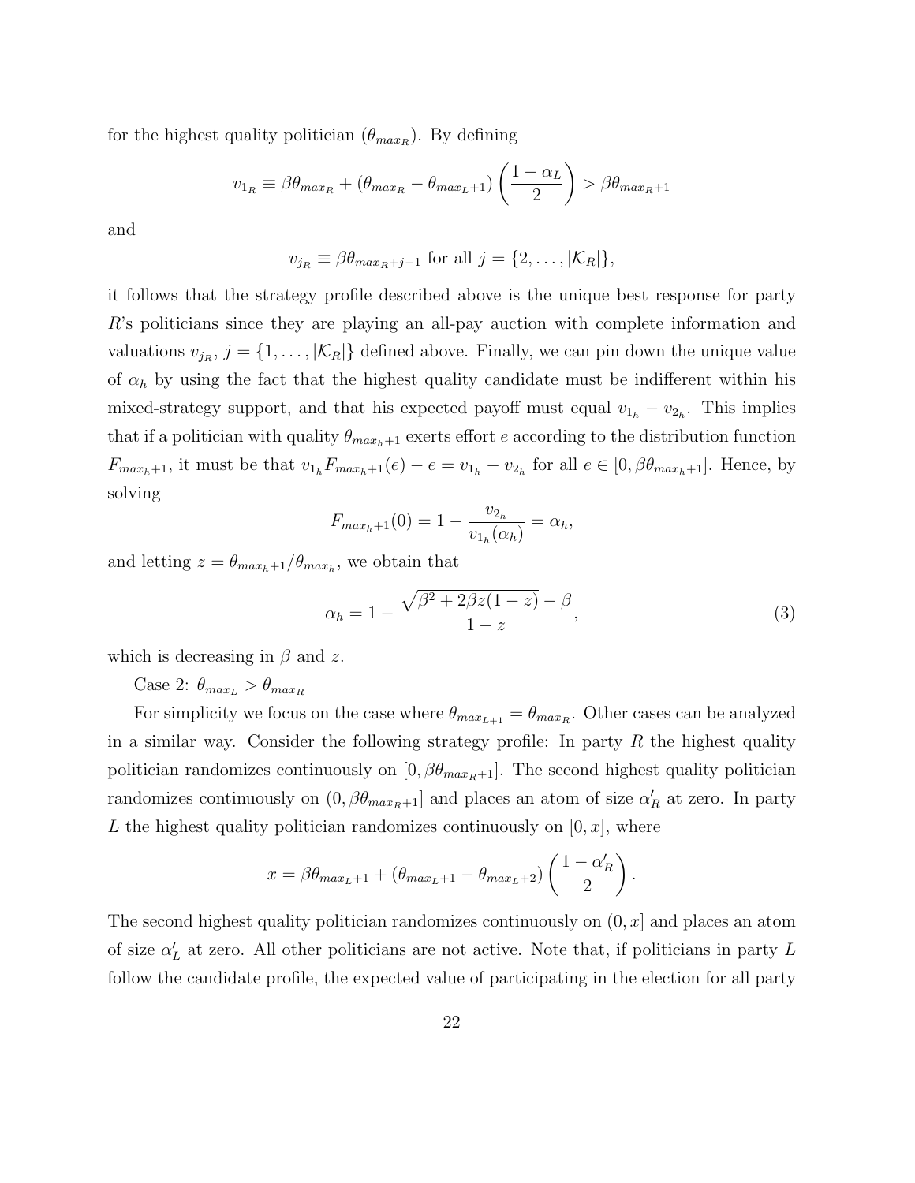for the highest quality politician ($\theta_{max_R}$). By defining

$$v_{1_R} \equiv \beta\theta_{max_R} + (\theta_{max_R} - \theta_{max_L+1})\left(\frac{1-\alpha_L}{2}\right) > \beta\theta_{max_R+1}$$

and

$$v_{j_R} \equiv \beta\theta_{max_R+j-1} \text{ for all } j = \{2, \ldots, |\mathcal{K}_R|\},$$

it follows that the strategy profile described above is the unique best response for party $R$'s politicians since they are playing an all-pay auction with complete information and valuations $v_{j_R}$, $j = \{1, \ldots, |\mathcal{K}_R|\}$ defined above. Finally, we can pin down the unique value of $\alpha_h$ by using the fact that the highest quality candidate must be indifferent within his mixed-strategy support, and that his expected payoff must equal $v_{1_h} - v_{2_h}$. This implies that if a politician with quality $\theta_{max_h+1}$ exerts effort $e$ according to the distribution function $F_{max_h+1}$, it must be that $v_{1_h}F_{max_h+1}(e) - e = v_{1_h} - v_{2_h}$ for all $e \in [0, \beta\theta_{max_h+1}]$. Hence, by solving

$$F_{max_h+1}(0) = 1 - \frac{v_{2_h}}{v_{1_h}(\alpha_h)} = \alpha_h,$$

and letting $z = \theta_{max_h+1}/\theta_{max_h}$, we obtain that

$$\alpha_h = 1 - \frac{\sqrt{\beta^2 + 2\beta z(1-z)} - \beta}{1-z}, \tag{3}$$

which is decreasing in $\beta$ and $z$.

Case 2: $\theta_{max_L} > \theta_{max_R}$

For simplicity we focus on the case where $\theta_{max_{L+1}} = \theta_{max_R}$. Other cases can be analyzed in a similar way. Consider the following strategy profile: In party $R$ the highest quality politician randomizes continuously on $[0, \beta\theta_{max_R+1}]$. The second highest quality politician randomizes continuously on $(0, \beta\theta_{max_R+1}]$ and places an atom of size $\alpha'_R$ at zero. In party $L$ the highest quality politician randomizes continuously on $[0, x]$, where

$$x = \beta\theta_{max_L+1} + (\theta_{max_L+1} - \theta_{max_L+2})\left(\frac{1-\alpha'_R}{2}\right).$$

The second highest quality politician randomizes continuously on $(0, x]$ and places an atom of size $\alpha'_L$ at zero. All other politicians are not active. Note that, if politicians in party $L$ follow the candidate profile, the expected value of participating in the election for all party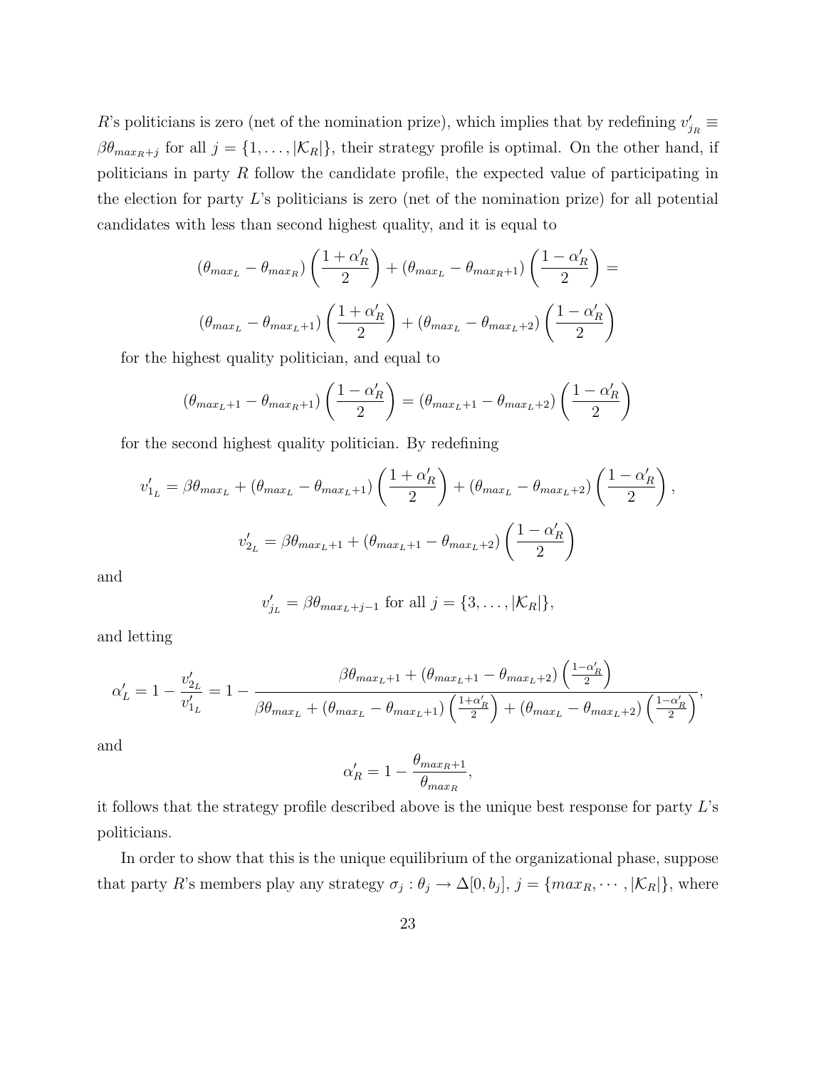$R$'s politicians is zero (net of the nomination prize), which implies that by redefining $v'_{j_R} \equiv \beta\theta_{max_R+j}$ for all $j = \{1, \ldots, |\mathcal{K}_R|\}$, their strategy profile is optimal. On the other hand, if politicians in party $R$ follow the candidate profile, the expected value of participating in the election for party $L$'s politicians is zero (net of the nomination prize) for all potential candidates with less than second highest quality, and it is equal to

$$(\theta_{max_L} - \theta_{max_R})\left(\frac{1+\alpha'_R}{2}\right) + (\theta_{max_L} - \theta_{max_R+1})\left(\frac{1-\alpha'_R}{2}\right) =$$

$$(\theta_{max_L} - \theta_{max_L+1})\left(\frac{1+\alpha'_R}{2}\right) + (\theta_{max_L} - \theta_{max_L+2})\left(\frac{1-\alpha'_R}{2}\right)$$

for the highest quality politician, and equal to

$$(\theta_{max_L+1} - \theta_{max_R+1})\left(\frac{1-\alpha'_R}{2}\right) = (\theta_{max_L+1} - \theta_{max_L+2})\left(\frac{1-\alpha'_R}{2}\right)$$

for the second highest quality politician. By redefining

$$v'_{1_L} = \beta\theta_{max_L} + (\theta_{max_L} - \theta_{max_L+1})\left(\frac{1+\alpha'_R}{2}\right) + (\theta_{max_L} - \theta_{max_L+2})\left(\frac{1-\alpha'_R}{2}\right),$$

$$v'_{2_L} = \beta\theta_{max_L+1} + (\theta_{max_L+1} - \theta_{max_L+2})\left(\frac{1-\alpha'_R}{2}\right)$$

and

$$v'_{j_L} = \beta\theta_{max_L+j-1} \text{ for all } j = \{3, \ldots, |\mathcal{K}_R|\},$$

and letting

$$\alpha'_L = 1 - \frac{v'_{2_L}}{v'_{1_L}} = 1 - \frac{\beta\theta_{max_L+1} + (\theta_{max_L+1} - \theta_{max_L+2})\left(\frac{1-\alpha'_R}{2}\right)}{\beta\theta_{max_L} + (\theta_{max_L} - \theta_{max_L+1})\left(\frac{1+\alpha'_R}{2}\right) + (\theta_{max_L} - \theta_{max_L+2})\left(\frac{1-\alpha'_R}{2}\right)},$$

and

$$\alpha'_R = 1 - \frac{\theta_{max_R+1}}{\theta_{max_R}},$$

it follows that the strategy profile described above is the unique best response for party $L$'s politicians.

In order to show that this is the unique equilibrium of the organizational phase, suppose that party $R$'s members play any strategy $\sigma_j : \theta_j \rightarrow \Delta[0, b_j]$, $j = \{max_R, \cdots, |\mathcal{K}_R|\}$, where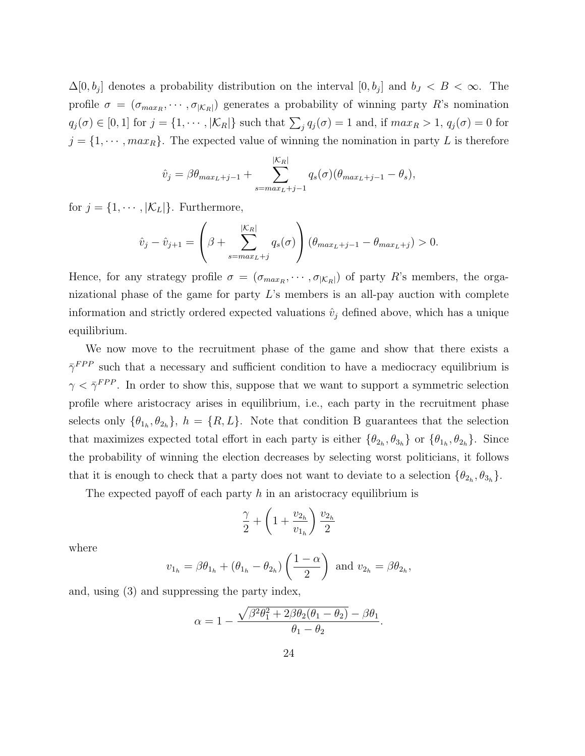$\Delta[0, b_j]$ denotes a probability distribution on the interval $[0, b_j]$ and $b_J < B < \infty$. The profile $\sigma = (\sigma_{max_R}, \cdots, \sigma_{|\mathcal{K}_R|})$ generates a probability of winning party $R$'s nomination $q_j(\sigma) \in [0, 1]$ for $j = \{1, \cdots, |\mathcal{K}_R|\}$ such that $\sum_j q_j(\sigma) = 1$ and, if $max_R > 1$, $q_j(\sigma) = 0$ for $j = \{1, \cdots, max_R\}$. The expected value of winning the nomination in party $L$ is therefore

$$\hat{v}_j = \beta\theta_{max_L+j-1} + \sum_{s=max_L+j-1}^{|\mathcal{K}_R|} q_s(\sigma)(\theta_{max_L+j-1} - \theta_s),$$

for $j = \{1, \cdots, |\mathcal{K}_L|\}$. Furthermore,

$$\hat{v}_j - \hat{v}_{j+1} = \left(\beta + \sum_{s=max_L+j}^{|\mathcal{K}_R|} q_s(\sigma)\right)(\theta_{max_L+j-1} - \theta_{max_L+j}) > 0.$$

Hence, for any strategy profile $\sigma = (\sigma_{max_R}, \cdots, \sigma_{|\mathcal{K}_R|})$ of party $R$'s members, the organizational phase of the game for party $L$'s members is an all-pay auction with complete information and strictly ordered expected valuations $\hat{v}_j$ defined above, which has a unique equilibrium.

We now move to the recruitment phase of the game and show that there exists a $\bar{\gamma}^{FPP}$ such that a necessary and sufficient condition to have a mediocracy equilibrium is $\gamma < \bar{\gamma}^{FPP}$. In order to show this, suppose that we want to support a symmetric selection profile where aristocracy arises in equilibrium, i.e., each party in the recruitment phase selects only $\{\theta_{1_h}, \theta_{2_h}\}$, $h = \{R, L\}$. Note that condition B guarantees that the selection that maximizes expected total effort in each party is either $\{\theta_{2_h}, \theta_{3_h}\}$ or $\{\theta_{1_h}, \theta_{2_h}\}$. Since the probability of winning the election decreases by selecting worst politicians, it follows that it is enough to check that a party does not want to deviate to a selection $\{\theta_{2_h}, \theta_{3_h}\}$.

The expected payoff of each party $h$ in an aristocracy equilibrium is

$$\frac{\gamma}{2} + \left(1 + \frac{v_{2_h}}{v_{1_h}}\right)\frac{v_{2_h}}{2}$$

where

$$v_{1_h} = \beta\theta_{1_h} + (\theta_{1_h} - \theta_{2_h})\left(\frac{1-\alpha}{2}\right) \text{ and } v_{2_h} = \beta\theta_{2_h},$$

and, using (3) and suppressing the party index,

$$\alpha = 1 - \frac{\sqrt{\beta^2\theta_1^2 + 2\beta\theta_2(\theta_1 - \theta_2)} - \beta\theta_1}{\theta_1 - \theta_2}.$$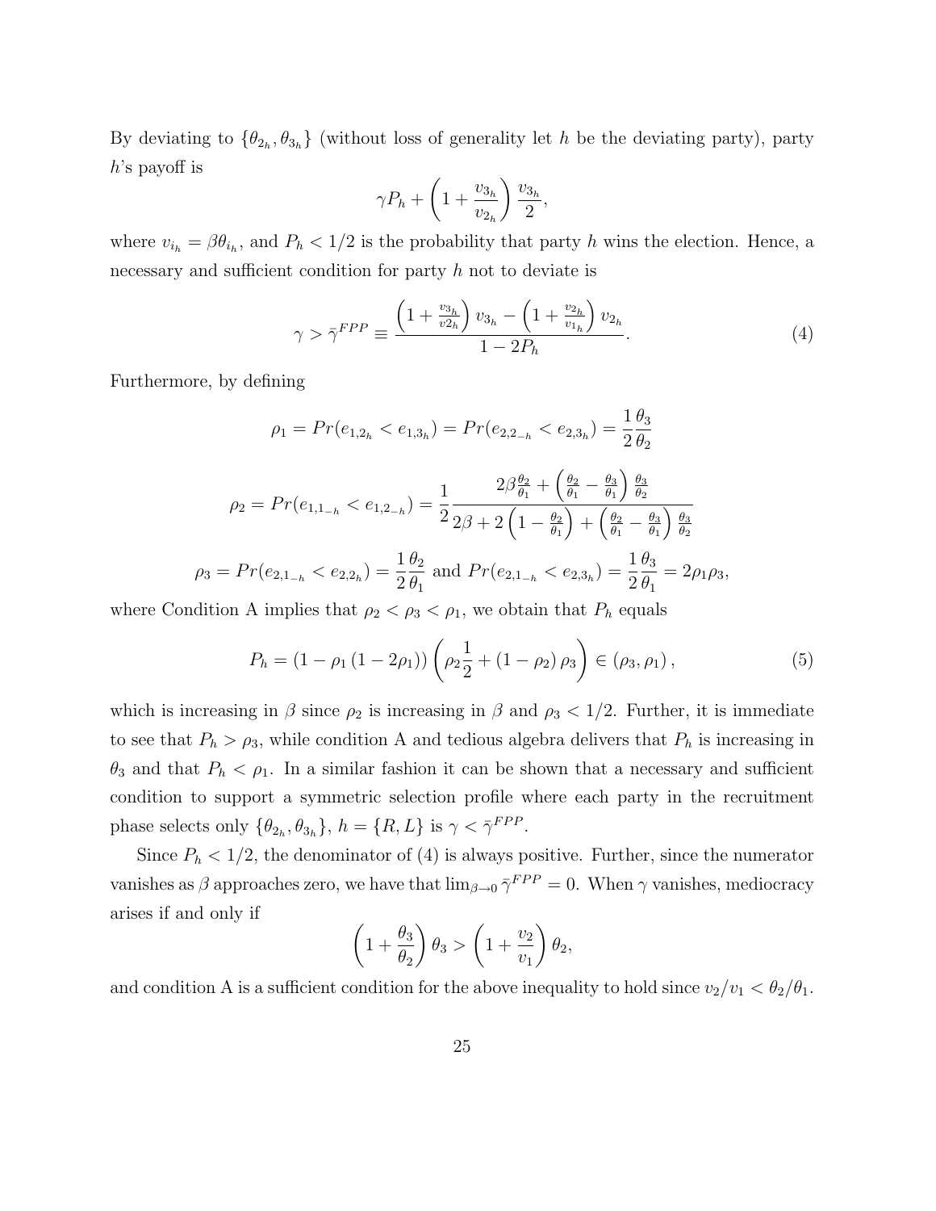By deviating to $\{\theta_{2_h}, \theta_{3_h}\}$ (without loss of generality let $h$ be the deviating party), party $h$'s payoff is

$$\gamma P_h + \left(1 + \frac{v_{3_h}}{v_{2_h}}\right) \frac{v_{3_h}}{2},$$

where $v_{i_h} = \beta\theta_{i_h}$, and $P_h < 1/2$ is the probability that party $h$ wins the election. Hence, a necessary and sufficient condition for party $h$ not to deviate is

$$\gamma > \bar{\gamma}^{FPP} \equiv \frac{\left(1 + \frac{v_{3_h}}{v2_h}\right) v_{3_h} - \left(1 + \frac{v_{2_h}}{v_{1_h}}\right) v_{2_h}}{1 - 2P_h}. \tag{4}$$

Furthermore, by defining

$$\rho_1 = Pr(e_{1,2_h} < e_{1,3_h}) = Pr(e_{2,2_{-h}} < e_{2,3_h}) = \frac{1}{2}\frac{\theta_3}{\theta_2}$$

$$\rho_2 = Pr(e_{1,1_{-h}} < e_{1,2_{-h}}) = \frac{1}{2}\frac{2\beta\frac{\theta_2}{\theta_1} + \left(\frac{\theta_2}{\theta_1} - \frac{\theta_3}{\theta_1}\right)\frac{\theta_3}{\theta_2}}{2\beta + 2\left(1 - \frac{\theta_2}{\theta_1}\right) + \left(\frac{\theta_2}{\theta_1} - \frac{\theta_3}{\theta_1}\right)\frac{\theta_3}{\theta_2}}$$

$$\rho_3 = Pr(e_{2,1_{-h}} < e_{2,2_h}) = \frac{1}{2}\frac{\theta_2}{\theta_1} \text{ and } Pr(e_{2,1_{-h}} < e_{2,3_h}) = \frac{1}{2}\frac{\theta_3}{\theta_1} = 2\rho_1\rho_3,$$

where Condition A implies that $\rho_2 < \rho_3 < \rho_1$, we obtain that $P_h$ equals

$$P_h = (1 - \rho_1(1 - 2\rho_1))\left(\rho_2\frac{1}{2} + (1 - \rho_2)\rho_3\right) \in (\rho_3, \rho_1), \tag{5}$$

which is increasing in $\beta$ since $\rho_2$ is increasing in $\beta$ and $\rho_3 < 1/2$. Further, it is immediate to see that $P_h > \rho_3$, while condition A and tedious algebra delivers that $P_h$ is increasing in $\theta_3$ and that $P_h < \rho_1$. In a similar fashion it can be shown that a necessary and sufficient condition to support a symmetric selection profile where each party in the recruitment phase selects only $\{\theta_{2_h}, \theta_{3_h}\}$, $h = \{R, L\}$ is $\gamma < \bar{\gamma}^{FPP}$.

Since $P_h < 1/2$, the denominator of (4) is always positive. Further, since the numerator vanishes as $\beta$ approaches zero, we have that $\lim_{\beta\to 0}\bar{\gamma}^{FPP} = 0$. When $\gamma$ vanishes, mediocracy arises if and only if

$$\left(1 + \frac{\theta_3}{\theta_2}\right)\theta_3 > \left(1 + \frac{v_2}{v_1}\right)\theta_2,$$

and condition A is a sufficient condition for the above inequality to hold since $v_2/v_1 < \theta_2/\theta_1$.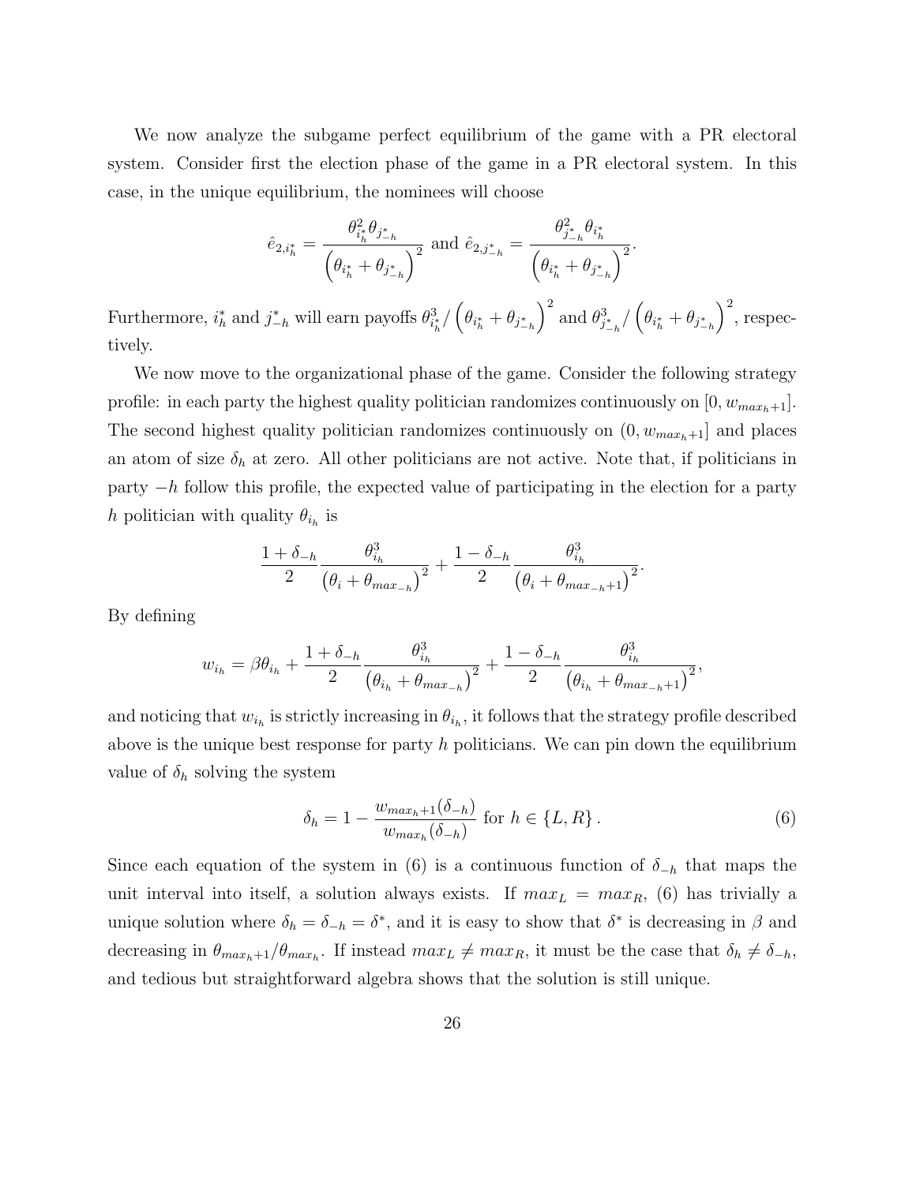We now analyze the subgame perfect equilibrium of the game with a PR electoral system. Consider first the election phase of the game in a PR electoral system. In this case, in the unique equilibrium, the nominees will choose

$$\hat{e}_{2,i_h^*} = \frac{\theta_{i_h^*}^2 \theta_{j_{-h}^*}}{\left(\theta_{i_h^*} + \theta_{j_{-h}^*}\right)^2} \text{ and } \hat{e}_{2,j_{-h}^*} = \frac{\theta_{j_{-h}^*}^2 \theta_{i_h^*}}{\left(\theta_{i_h^*} + \theta_{j_{-h}^*}\right)^2}.$$

Furthermore, $i_h^*$ and $j_{-h}^*$ will earn payoffs $\theta_{i_h^*}^3 / \left(\theta_{i_h^*} + \theta_{j_{-h}^*}\right)^2$ and $\theta_{j_{-h}^*}^3 / \left(\theta_{i_h^*} + \theta_{j_{-h}^*}\right)^2$, respectively.

We now move to the organizational phase of the game. Consider the following strategy profile: in each party the highest quality politician randomizes continuously on $[0, w_{max_h+1}]$. The second highest quality politician randomizes continuously on $(0, w_{max_h+1}]$ and places an atom of size $\delta_h$ at zero. All other politicians are not active. Note that, if politicians in party $-h$ follow this profile, the expected value of participating in the election for a party $h$ politician with quality $\theta_{i_h}$ is

$$\frac{1+\delta_{-h}}{2} \frac{\theta_{i_h}^3}{\left(\theta_i + \theta_{max_{-h}}\right)^2} + \frac{1-\delta_{-h}}{2} \frac{\theta_{i_h}^3}{\left(\theta_i + \theta_{max_{-h}+1}\right)^2}.$$

By defining

$$w_{i_h} = \beta \theta_{i_h} + \frac{1+\delta_{-h}}{2} \frac{\theta_{i_h}^3}{\left(\theta_{i_h} + \theta_{max_{-h}}\right)^2} + \frac{1-\delta_{-h}}{2} \frac{\theta_{i_h}^3}{\left(\theta_{i_h} + \theta_{max_{-h}+1}\right)^2},$$

and noticing that $w_{i_h}$ is strictly increasing in $\theta_{i_h}$, it follows that the strategy profile described above is the unique best response for party $h$ politicians. We can pin down the equilibrium value of $\delta_h$ solving the system

$$\delta_h = 1 - \frac{w_{max_h+1}(\delta_{-h})}{w_{max_h}(\delta_{-h})} \text{ for } h \in \{L, R\}. \tag{6}$$

Since each equation of the system in (6) is a continuous function of $\delta_{-h}$ that maps the unit interval into itself, a solution always exists. If $max_L = max_R$, (6) has trivially a unique solution where $\delta_h = \delta_{-h} = \delta^*$, and it is easy to show that $\delta^*$ is decreasing in $\beta$ and decreasing in $\theta_{max_h+1}/\theta_{max_h}$. If instead $max_L \neq max_R$, it must be the case that $\delta_h \neq \delta_{-h}$, and tedious but straightforward algebra shows that the solution is still unique.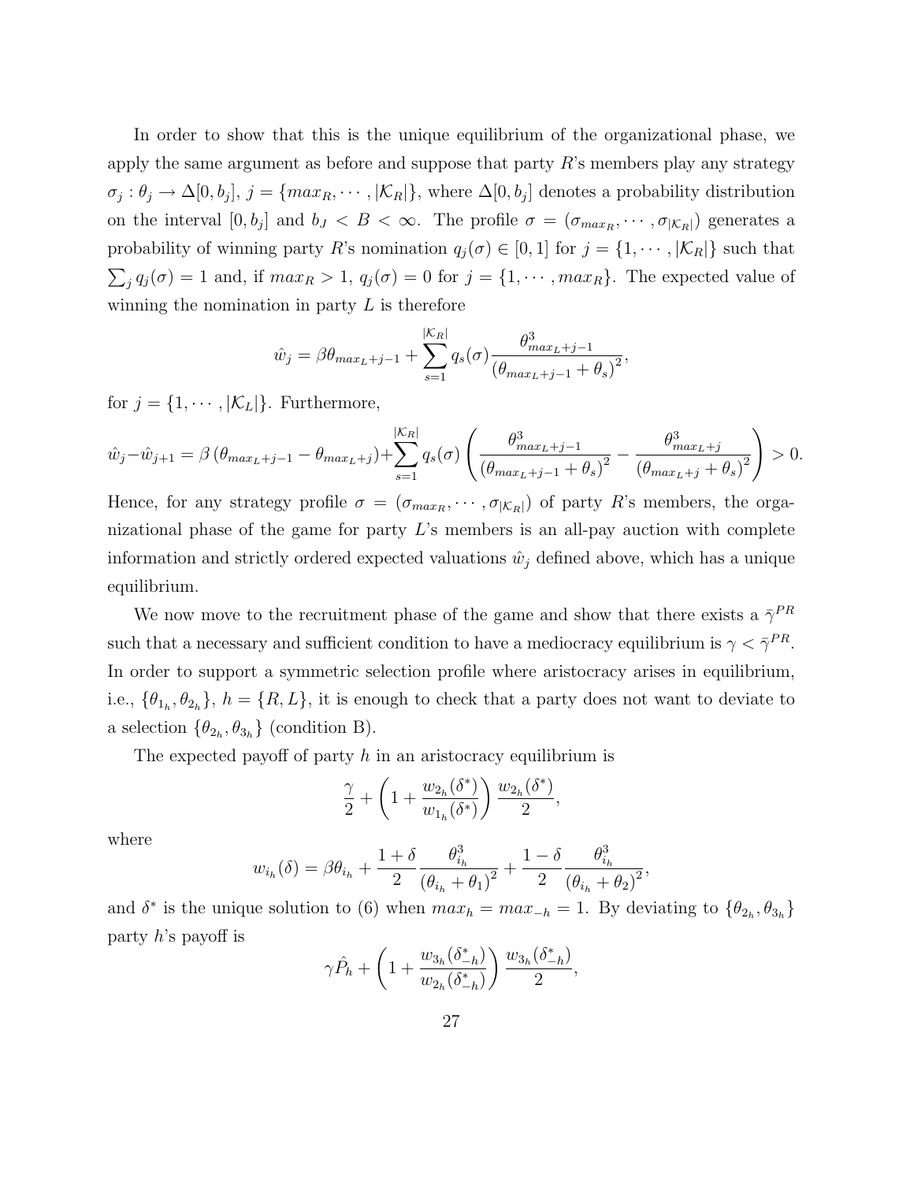In order to show that this is the unique equilibrium of the organizational phase, we apply the same argument as before and suppose that party $R$'s members play any strategy $\sigma_j : \theta_j \to \Delta[0, b_j]$, $j = \{max_R, \cdots, |\mathcal{K}_R|\}$, where $\Delta[0, b_j]$ denotes a probability distribution on the interval $[0, b_j]$ and $b_J < B < \infty$. The profile $\sigma = (\sigma_{max_R}, \cdots, \sigma_{|\mathcal{K}_R|})$ generates a probability of winning party $R$'s nomination $q_j(\sigma) \in [0, 1]$ for $j = \{1, \cdots, |\mathcal{K}_R|\}$ such that $\sum_j q_j(\sigma) = 1$ and, if $max_R > 1$, $q_j(\sigma) = 0$ for $j = \{1, \cdots, max_R\}$. The expected value of winning the nomination in party $L$ is therefore

$$\hat{w}_j = \beta\theta_{max_L+j-1} + \sum_{s=1}^{|\mathcal{K}_R|} q_s(\sigma) \frac{\theta^3_{max_L+j-1}}{(\theta_{max_L+j-1} + \theta_s)^2},$$

for $j = \{1, \cdots, |\mathcal{K}_L|\}$. Furthermore,

$$\hat{w}_j - \hat{w}_{j+1} = \beta\left(\theta_{max_L+j-1} - \theta_{max_L+j}\right) + \sum_{s=1}^{|\mathcal{K}_R|} q_s(\sigma) \left( \frac{\theta^3_{max_L+j-1}}{(\theta_{max_L+j-1} + \theta_s)^2} - \frac{\theta^3_{max_L+j}}{(\theta_{max_L+j} + \theta_s)^2} \right) > 0.$$

Hence, for any strategy profile $\sigma = (\sigma_{max_R}, \cdots, \sigma_{|\mathcal{K}_R|})$ of party $R$'s members, the organizational phase of the game for party $L$'s members is an all-pay auction with complete information and strictly ordered expected valuations $\hat{w}_j$ defined above, which has a unique equilibrium.

We now move to the recruitment phase of the game and show that there exists a $\bar{\gamma}^{PR}$ such that a necessary and sufficient condition to have a mediocracy equilibrium is $\gamma < \bar{\gamma}^{PR}$. In order to support a symmetric selection profile where aristocracy arises in equilibrium, i.e., $\{\theta_{1_h}, \theta_{2_h}\}$, $h = \{R, L\}$, it is enough to check that a party does not want to deviate to a selection $\{\theta_{2_h}, \theta_{3_h}\}$ (condition B).

The expected payoff of party $h$ in an aristocracy equilibrium is

$$\frac{\gamma}{2} + \left(1 + \frac{w_{2_h}(\delta^*)}{w_{1_h}(\delta^*)}\right) \frac{w_{2_h}(\delta^*)}{2},$$

where

$$w_{i_h}(\delta) = \beta\theta_{i_h} + \frac{1+\delta}{2} \frac{\theta^3_{i_h}}{(\theta_{i_h} + \theta_1)^2} + \frac{1-\delta}{2} \frac{\theta^3_{i_h}}{(\theta_{i_h} + \theta_2)^2},$$

and $\delta^*$ is the unique solution to (6) when $max_h = max_{-h} = 1$. By deviating to $\{\theta_{2_h}, \theta_{3_h}\}$ party $h$'s payoff is

$$\gamma\hat{P}_h + \left(1 + \frac{w_{3_h}(\delta^*_{-h})}{w_{2_h}(\delta^*_{-h})}\right) \frac{w_{3_h}(\delta^*_{-h})}{2},$$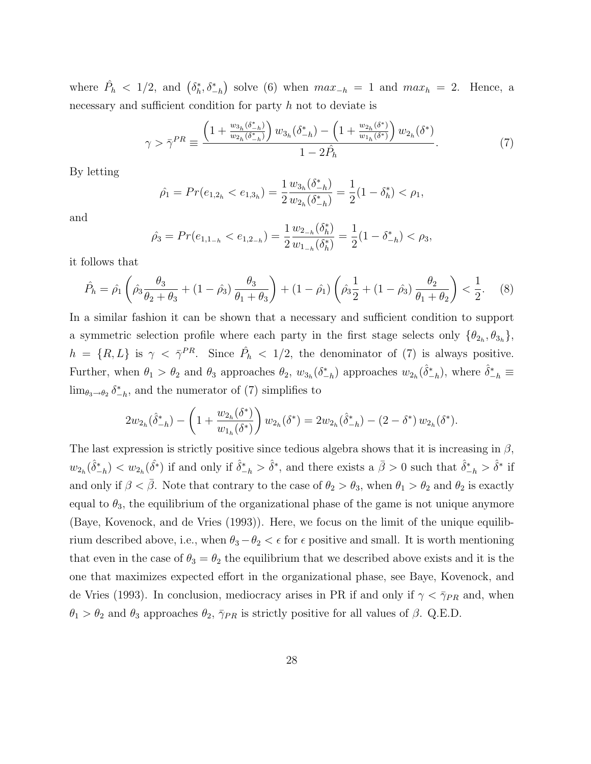where $\hat{P}_h < 1/2$, and $\left(\delta_h^*, \delta_{-h}^*\right)$ solve (6) when $max_{-h} = 1$ and $max_h = 2$. Hence, a necessary and sufficient condition for party $h$ not to deviate is

$$\gamma > \bar{\gamma}^{PR} \equiv \frac{\left(1 + \frac{w_{3_h}(\delta_{-h}^*)}{w_{2_h}(\delta_{-h}^*)}\right) w_{3_h}(\delta_{-h}^*) - \left(1 + \frac{w_{2_h}(\delta^*)}{w_{1_h}(\delta^*)}\right) w_{2_h}(\delta^*)}{1 - 2\hat{P}_h}. \tag{7}$$

By letting

$$\hat{\rho_1} = Pr(e_{1,2_h} < e_{1,3_h}) = \frac{1}{2}\frac{w_{3_h}(\delta_{-h}^*)}{w_{2_h}(\delta_{-h}^*)} = \frac{1}{2}(1 - \delta_h^*) < \rho_1,$$

and

$$\hat{\rho_3} = Pr(e_{1,1_{-h}} < e_{1,2_{-h}}) = \frac{1}{2}\frac{w_{2_{-h}}(\delta_h^*)}{w_{1_{-h}}(\delta_h^*)} = \frac{1}{2}(1 - \delta_{-h}^*) < \rho_3,$$

it follows that

$$\hat{P}_h = \hat{\rho_1}\left(\hat{\rho_3}\frac{\theta_3}{\theta_2 + \theta_3} + (1 - \hat{\rho_3})\frac{\theta_3}{\theta_1 + \theta_3}\right) + (1 - \hat{\rho_1})\left(\hat{\rho_3}\frac{1}{2} + (1 - \hat{\rho_3})\frac{\theta_2}{\theta_1 + \theta_2}\right) < \frac{1}{2}. \tag{8}$$

In a similar fashion it can be shown that a necessary and sufficient condition to support a symmetric selection profile where each party in the first stage selects only $\{\theta_{2_h}, \theta_{3_h}\}$, $h = \{R, L\}$ is $\gamma < \bar{\gamma}^{PR}$. Since $\hat{P}_h < 1/2$, the denominator of (7) is always positive. Further, when $\theta_1 > \theta_2$ and $\theta_3$ approaches $\theta_2$, $w_{3_h}(\delta_{-h}^*)$ approaches $w_{2_h}(\hat{\delta}_{-h}^*)$, where $\hat{\delta}_{-h}^* \equiv \lim_{\theta_3 \to \theta_2} \delta_{-h}^*$, and the numerator of (7) simplifies to

$$2w_{2_h}(\hat{\delta}_{-h}^*) - \left(1 + \frac{w_{2_h}(\delta^*)}{w_{1_h}(\delta^*)}\right) w_{2_h}(\delta^*) = 2w_{2_h}(\hat{\delta}_{-h}^*) - (2 - \delta^*)\, w_{2_h}(\delta^*).$$

The last expression is strictly positive since tedious algebra shows that it is increasing in $\beta$, $w_{2_h}(\hat{\delta}_{-h}^*) < w_{2_h}(\hat{\delta}^*)$ if and only if $\hat{\delta}_{-h}^* > \hat{\delta}^*$, and there exists a $\bar{\beta} > 0$ such that $\hat{\delta}_{-h}^* > \hat{\delta}^*$ if and only if $\beta < \bar{\beta}$. Note that contrary to the case of $\theta_2 > \theta_3$, when $\theta_1 > \theta_2$ and $\theta_2$ is exactly equal to $\theta_3$, the equilibrium of the organizational phase of the game is not unique anymore (Baye, Kovenock, and de Vries (1993)). Here, we focus on the limit of the unique equilibrium described above, i.e., when $\theta_3 - \theta_2 < \epsilon$ for $\epsilon$ positive and small. It is worth mentioning that even in the case of $\theta_3 = \theta_2$ the equilibrium that we described above exists and it is the one that maximizes expected effort in the organizational phase, see Baye, Kovenock, and de Vries (1993). In conclusion, mediocracy arises in PR if and only if $\gamma < \bar{\gamma}_{PR}$ and, when $\theta_1 > \theta_2$ and $\theta_3$ approaches $\theta_2$, $\bar{\gamma}_{PR}$ is strictly positive for all values of $\beta$. Q.E.D.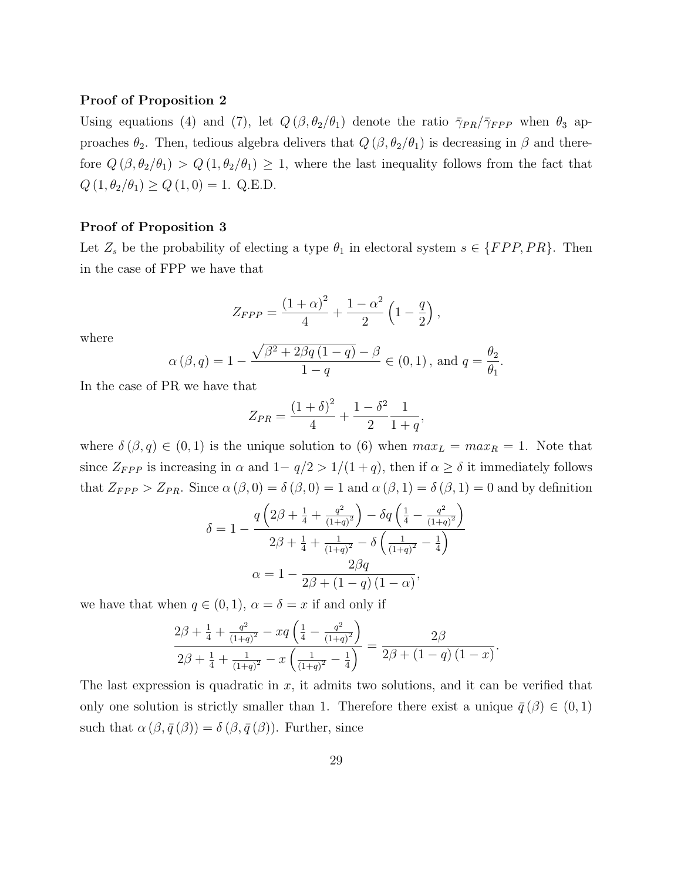**Proof of Proposition 2**

Using equations (4) and (7), let $Q(\beta, \theta_2/\theta_1)$ denote the ratio $\bar{\gamma}_{PR}/\bar{\gamma}_{FPP}$ when $\theta_3$ approaches $\theta_2$. Then, tedious algebra delivers that $Q(\beta, \theta_2/\theta_1)$ is decreasing in $\beta$ and therefore $Q(\beta, \theta_2/\theta_1) > Q(1, \theta_2/\theta_1) \geq 1$, where the last inequality follows from the fact that $Q(1, \theta_2/\theta_1) \geq Q(1, 0) = 1$. Q.E.D.

**Proof of Proposition 3**

Let $Z_s$ be the probability of electing a type $\theta_1$ in electoral system $s \in \{FPP, PR\}$. Then in the case of FPP we have that

$$Z_{FPP} = \frac{(1+\alpha)^2}{4} + \frac{1-\alpha^2}{2}\left(1 - \frac{q}{2}\right),$$

where

$$\alpha(\beta, q) = 1 - \frac{\sqrt{\beta^2 + 2\beta q (1-q)} - \beta}{1-q} \in (0,1), \text{ and } q = \frac{\theta_2}{\theta_1}.$$

In the case of PR we have that

$$Z_{PR} = \frac{(1+\delta)^2}{4} + \frac{1-\delta^2}{2}\frac{1}{1+q},$$

where $\delta(\beta, q) \in (0,1)$ is the unique solution to (6) when $max_L = max_R = 1$. Note that since $Z_{FPP}$ is increasing in $\alpha$ and $1 - q/2 > 1/(1+q)$, then if $\alpha \geq \delta$ it immediately follows that $Z_{FPP} > Z_{PR}$. Since $\alpha(\beta, 0) = \delta(\beta, 0) = 1$ and $\alpha(\beta, 1) = \delta(\beta, 1) = 0$ and by definition

$$\delta = 1 - \frac{q\left(2\beta + \frac{1}{4} + \frac{q^2}{(1+q)^2}\right) - \delta q\left(\frac{1}{4} - \frac{q^2}{(1+q)^2}\right)}{2\beta + \frac{1}{4} + \frac{1}{(1+q)^2} - \delta\left(\frac{1}{(1+q)^2} - \frac{1}{4}\right)}$$

$$\alpha = 1 - \frac{2\beta q}{2\beta + (1-q)(1-\alpha)},$$

we have that when $q \in (0,1)$, $\alpha = \delta = x$ if and only if

$$\frac{2\beta + \frac{1}{4} + \frac{q^2}{(1+q)^2} - xq\left(\frac{1}{4} - \frac{q^2}{(1+q)^2}\right)}{2\beta + \frac{1}{4} + \frac{1}{(1+q)^2} - x\left(\frac{1}{(1+q)^2} - \frac{1}{4}\right)} = \frac{2\beta}{2\beta + (1-q)(1-x)}.$$

The last expression is quadratic in $x$, it admits two solutions, and it can be verified that only one solution is strictly smaller than 1. Therefore there exist a unique $\bar{q}(\beta) \in (0,1)$ such that $\alpha(\beta, \bar{q}(\beta)) = \delta(\beta, \bar{q}(\beta))$. Further, since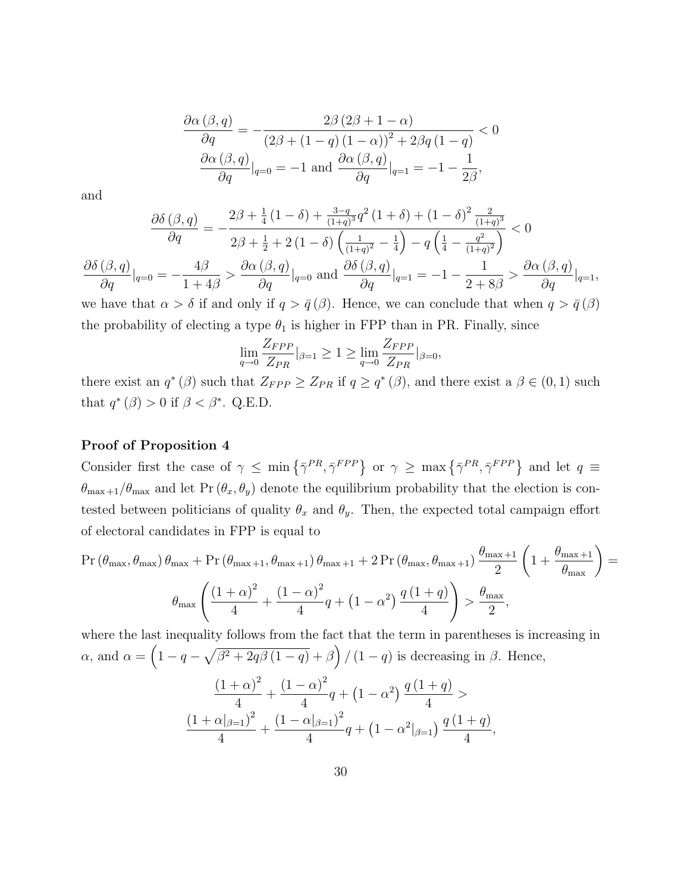$$\frac{\partial \alpha(\beta, q)}{\partial q} = -\frac{2\beta(2\beta + 1 - \alpha)}{(2\beta + (1-q)(1-\alpha))^2 + 2\beta q(1-q)} < 0$$

$$\frac{\partial \alpha(\beta, q)}{\partial q}|_{q=0} = -1 \text{ and } \frac{\partial \alpha(\beta, q)}{\partial q}|_{q=1} = -1 - \frac{1}{2\beta},$$

and

$$\frac{\partial \delta(\beta, q)}{\partial q} = -\frac{2\beta + \frac{1}{4}(1-\delta) + \frac{3-q}{(1+q)^3} q^2 (1+\delta) + (1-\delta)^2 \frac{2}{(1+q)^3}}{2\beta + \frac{1}{2} + 2(1-\delta)\left(\frac{1}{(1+q)^2} - \frac{1}{4}\right) - q\left(\frac{1}{4} - \frac{q^2}{(1+q)^2}\right)} < 0$$

$$\frac{\partial \delta(\beta, q)}{\partial q}|_{q=0} = -\frac{4\beta}{1+4\beta} > \frac{\partial \alpha(\beta, q)}{\partial q}|_{q=0} \text{ and } \frac{\partial \delta(\beta, q)}{\partial q}|_{q=1} = -1 - \frac{1}{2+8\beta} > \frac{\partial \alpha(\beta, q)}{\partial q}|_{q=1},$$

we have that $\alpha > \delta$ if and only if $q > \bar{q}(\beta)$. Hence, we can conclude that when $q > \bar{q}(\beta)$ the probability of electing a type $\theta_1$ is higher in FPP than in PR. Finally, since

$$\lim_{q \to 0} \frac{Z_{FPP}}{Z_{PR}}|_{\beta=1} \geq 1 \geq \lim_{q \to 0} \frac{Z_{FPP}}{Z_{PR}}|_{\beta=0},$$

there exist an $q^*(\beta)$ such that $Z_{FPP} \geq Z_{PR}$ if $q \geq q^*(\beta)$, and there exist a $\beta \in (0,1)$ such that $q^*(\beta) > 0$ if $\beta < \beta^*$. Q.E.D.

**Proof of Proposition 4**

Consider first the case of $\gamma \leq \min\{\bar{\gamma}^{PR}, \bar{\gamma}^{FPP}\}$ or $\gamma \geq \max\{\bar{\gamma}^{PR}, \bar{\gamma}^{FPP}\}$ and let $q \equiv \theta_{\max+1}/\theta_{\max}$ and let $\Pr(\theta_x, \theta_y)$ denote the equilibrium probability that the election is contested between politicians of quality $\theta_x$ and $\theta_y$. Then, the expected total campaign effort of electoral candidates in FPP is equal to

$$\Pr(\theta_{\max}, \theta_{\max})\,\theta_{\max} + \Pr(\theta_{\max+1}, \theta_{\max+1})\,\theta_{\max+1} + 2\Pr(\theta_{\max}, \theta_{\max+1})\,\frac{\theta_{\max+1}}{2}\left(1 + \frac{\theta_{\max+1}}{\theta_{\max}}\right) =$$

$$\theta_{\max}\left(\frac{(1+\alpha)^2}{4} + \frac{(1-\alpha)^2}{4} q + (1-\alpha^2)\frac{q(1+q)}{4}\right) > \frac{\theta_{\max}}{2},$$

where the last inequality follows from the fact that the term in parentheses is increasing in $\alpha$, and $\alpha = \left(1 - q - \sqrt{\beta^2 + 2q\beta(1-q)} + \beta\right)/(1-q)$ is decreasing in $\beta$. Hence,

$$\frac{(1+\alpha)^2}{4} + \frac{(1-\alpha)^2}{4} q + (1-\alpha^2)\frac{q(1+q)}{4} >$$

$$\frac{(1+\alpha|_{\beta=1})^2}{4} + \frac{(1-\alpha|_{\beta=1})^2}{4} q + (1-\alpha^2|_{\beta=1})\frac{q(1+q)}{4},$$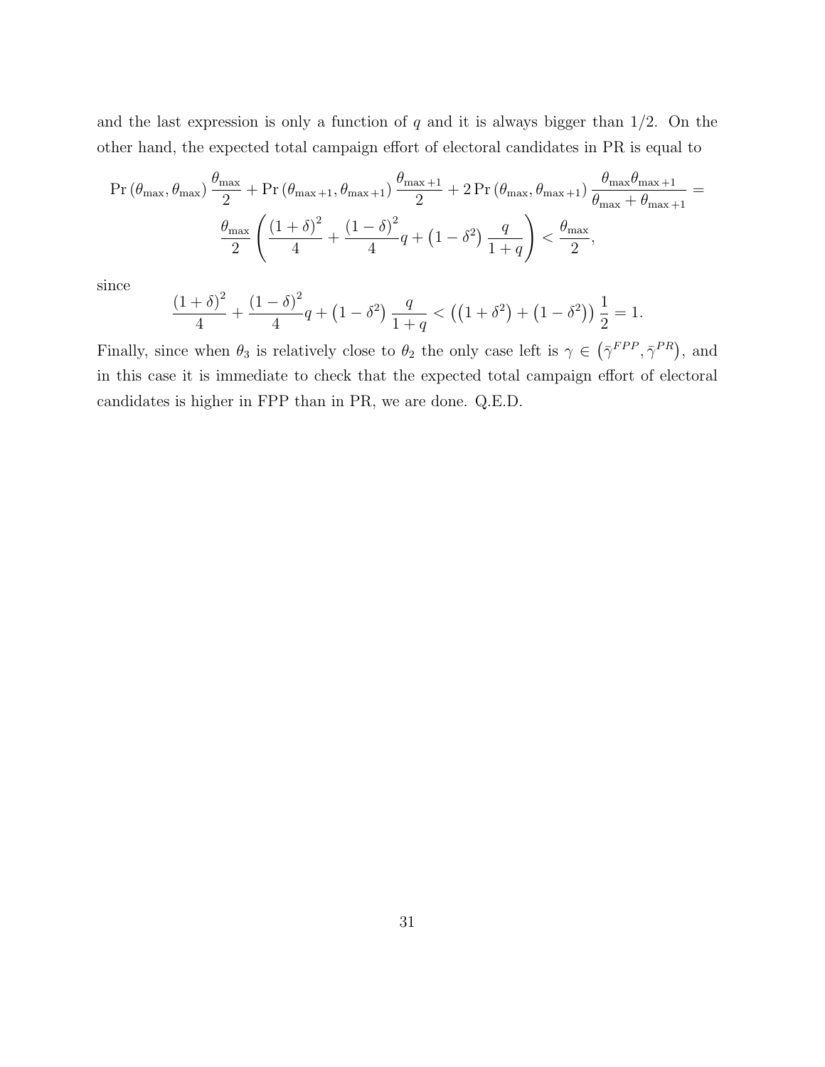and the last expression is only a function of $q$ and it is always bigger than 1/2. On the other hand, the expected total campaign effort of electoral candidates in PR is equal to

$$\Pr(\theta_{\max}, \theta_{\max}) \frac{\theta_{\max}}{2} + \Pr(\theta_{\max+1}, \theta_{\max+1}) \frac{\theta_{\max+1}}{2} + 2\Pr(\theta_{\max}, \theta_{\max+1}) \frac{\theta_{\max}\theta_{\max+1}}{\theta_{\max} + \theta_{\max+1}} =$$

$$\frac{\theta_{\max}}{2}\left(\frac{(1+\delta)^2}{4} + \frac{(1-\delta)^2}{4}q + \left(1-\delta^2\right)\frac{q}{1+q}\right) < \frac{\theta_{\max}}{2},$$

since

$$\frac{(1+\delta)^2}{4} + \frac{(1-\delta)^2}{4}q + \left(1-\delta^2\right)\frac{q}{1+q} < \left(\left(1+\delta^2\right) + \left(1-\delta^2\right)\right)\frac{1}{2} = 1.$$

Finally, since when $\theta_3$ is relatively close to $\theta_2$ the only case left is $\gamma \in \left(\bar{\gamma}^{FPP}, \bar{\gamma}^{PR}\right)$, and in this case it is immediate to check that the expected total campaign effort of electoral candidates is higher in FPP than in PR, we are done. Q.E.D.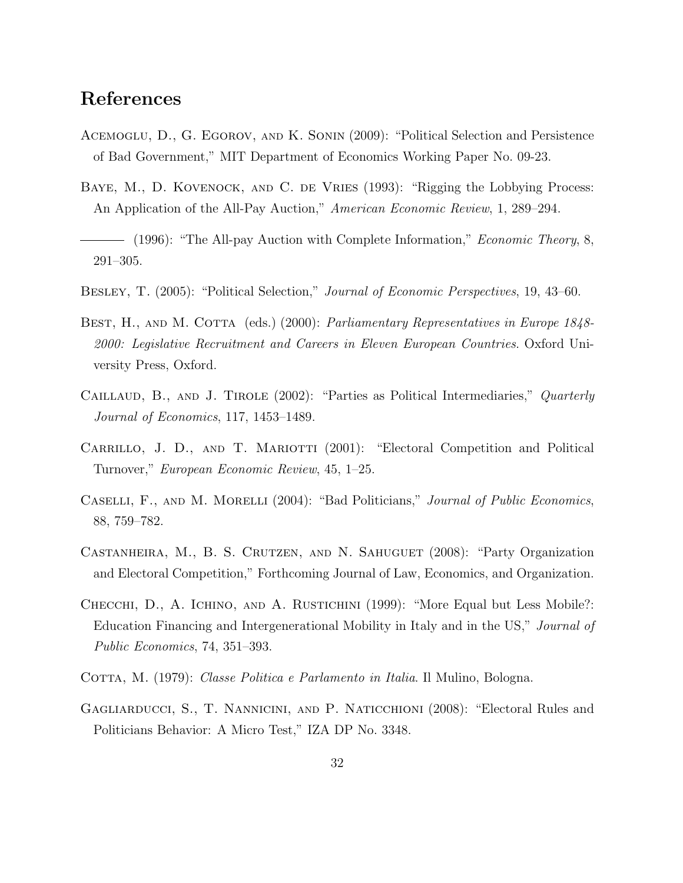## References

Acemoglu, D., G. Egorov, and K. Sonin (2009): "Political Selection and Persistence of Bad Government," MIT Department of Economics Working Paper No. 09-23.

Baye, M., D. Kovenock, and C. de Vries (1993): "Rigging the Lobbying Process: An Application of the All-Pay Auction," *American Economic Review*, 1, 289–294.

——— (1996): "The All-pay Auction with Complete Information," *Economic Theory*, 8, 291–305.

Besley, T. (2005): "Political Selection," *Journal of Economic Perspectives*, 19, 43–60.

Best, H., and M. Cotta (eds.) (2000): *Parliamentary Representatives in Europe 1848-2000: Legislative Recruitment and Careers in Eleven European Countries.* Oxford University Press, Oxford.

Caillaud, B., and J. Tirole (2002): "Parties as Political Intermediaries," *Quarterly Journal of Economics*, 117, 1453–1489.

Carrillo, J. D., and T. Mariotti (2001): "Electoral Competition and Political Turnover," *European Economic Review*, 45, 1–25.

Caselli, F., and M. Morelli (2004): "Bad Politicians," *Journal of Public Economics*, 88, 759–782.

Castanheira, M., B. S. Crutzen, and N. Sahuguet (2008): "Party Organization and Electoral Competition," Forthcoming Journal of Law, Economics, and Organization.

Checchi, D., A. Ichino, and A. Rustichini (1999): "More Equal but Less Mobile?: Education Financing and Intergenerational Mobility in Italy and in the US," *Journal of Public Economics*, 74, 351–393.

Cotta, M. (1979): *Classe Politica e Parlamento in Italia.* Il Mulino, Bologna.

Gagliarducci, S., T. Nannicini, and P. Naticchioni (2008): "Electoral Rules and Politicians Behavior: A Micro Test," IZA DP No. 3348.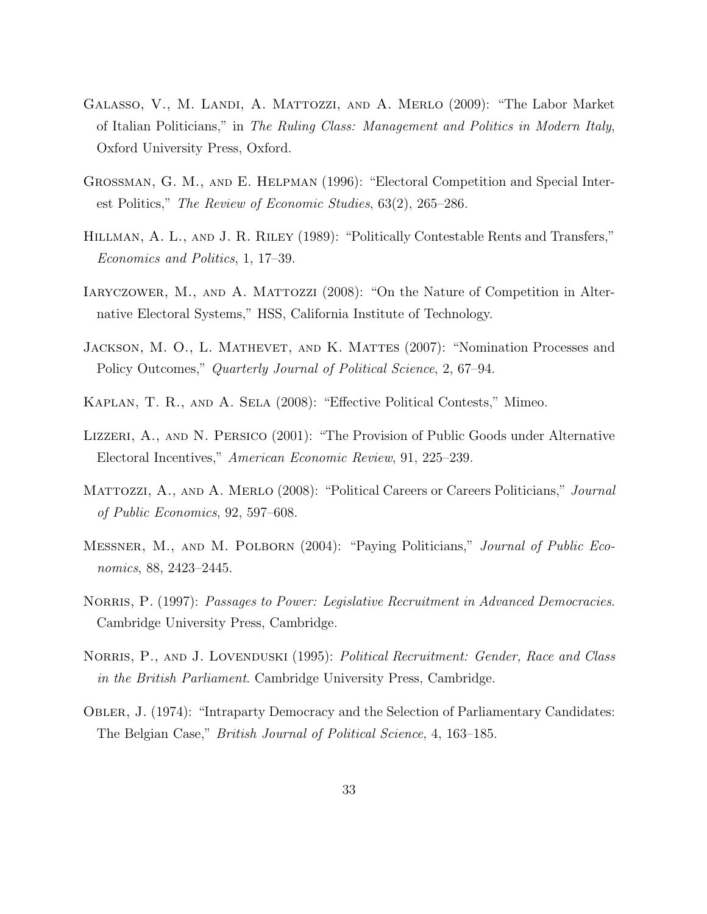Galasso, V., M. Landi, A. Mattozzi, and A. Merlo (2009): "The Labor Market of Italian Politicians," in *The Ruling Class: Management and Politics in Modern Italy*, Oxford University Press, Oxford.

Grossman, G. M., and E. Helpman (1996): "Electoral Competition and Special Interest Politics," *The Review of Economic Studies*, 63(2), 265–286.

Hillman, A. L., and J. R. Riley (1989): "Politically Contestable Rents and Transfers," *Economics and Politics*, 1, 17–39.

Iaryczower, M., and A. Mattozzi (2008): "On the Nature of Competition in Alternative Electoral Systems," HSS, California Institute of Technology.

Jackson, M. O., L. Mathevet, and K. Mattes (2007): "Nomination Processes and Policy Outcomes," *Quarterly Journal of Political Science*, 2, 67–94.

Kaplan, T. R., and A. Sela (2008): "Effective Political Contests," Mimeo.

Lizzeri, A., and N. Persico (2001): "The Provision of Public Goods under Alternative Electoral Incentives," *American Economic Review*, 91, 225–239.

Mattozzi, A., and A. Merlo (2008): "Political Careers or Careers Politicians," *Journal of Public Economics*, 92, 597–608.

Messner, M., and M. Polborn (2004): "Paying Politicians," *Journal of Public Economics*, 88, 2423–2445.

Norris, P. (1997): *Passages to Power: Legislative Recruitment in Advanced Democracies*. Cambridge University Press, Cambridge.

Norris, P., and J. Lovenduski (1995): *Political Recruitment: Gender, Race and Class in the British Parliament*. Cambridge University Press, Cambridge.

Obler, J. (1974): "Intraparty Democracy and the Selection of Parliamentary Candidates: The Belgian Case," *British Journal of Political Science*, 4, 163–185.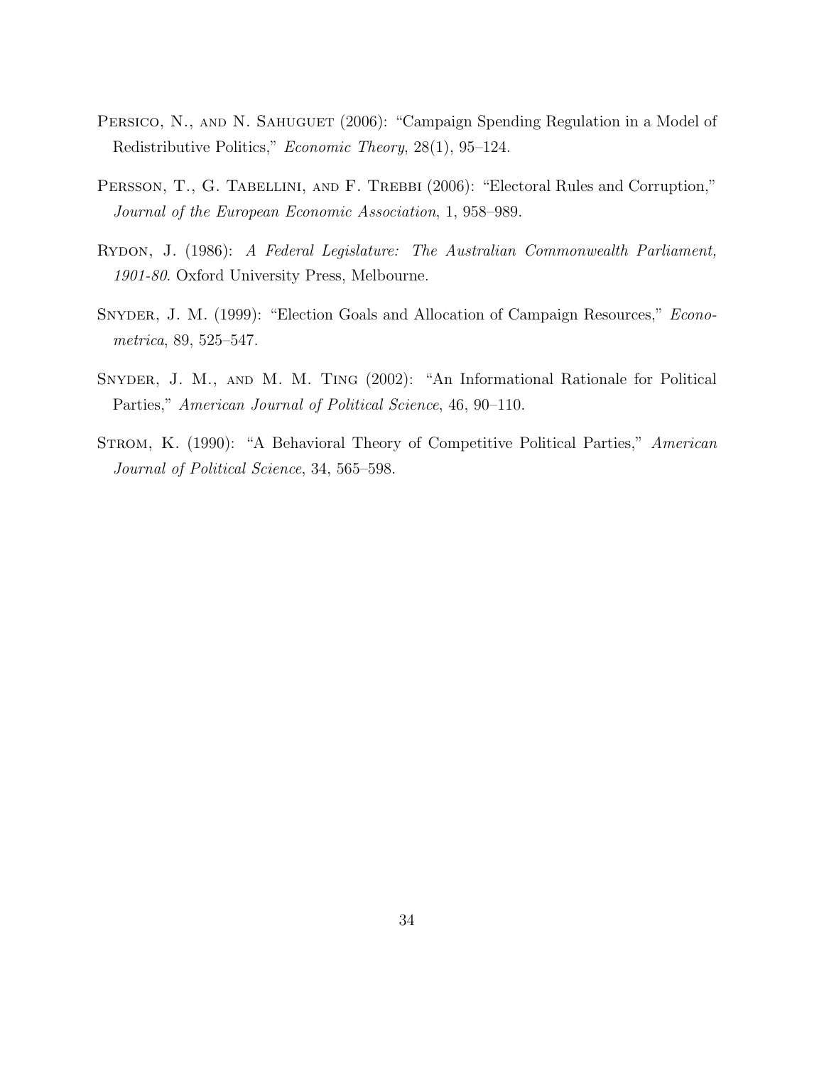Persico, N., and N. Sahuguet (2006): "Campaign Spending Regulation in a Model of Redistributive Politics," *Economic Theory*, 28(1), 95–124.

Persson, T., G. Tabellini, and F. Trebbi (2006): "Electoral Rules and Corruption," *Journal of the European Economic Association*, 1, 958–989.

Rydon, J. (1986): *A Federal Legislature: The Australian Commonwealth Parliament, 1901-80*. Oxford University Press, Melbourne.

Snyder, J. M. (1999): "Election Goals and Allocation of Campaign Resources," *Econometrica*, 89, 525–547.

Snyder, J. M., and M. M. Ting (2002): "An Informational Rationale for Political Parties," *American Journal of Political Science*, 46, 90–110.

Strom, K. (1990): "A Behavioral Theory of Competitive Political Parties," *American Journal of Political Science*, 34, 565–598.